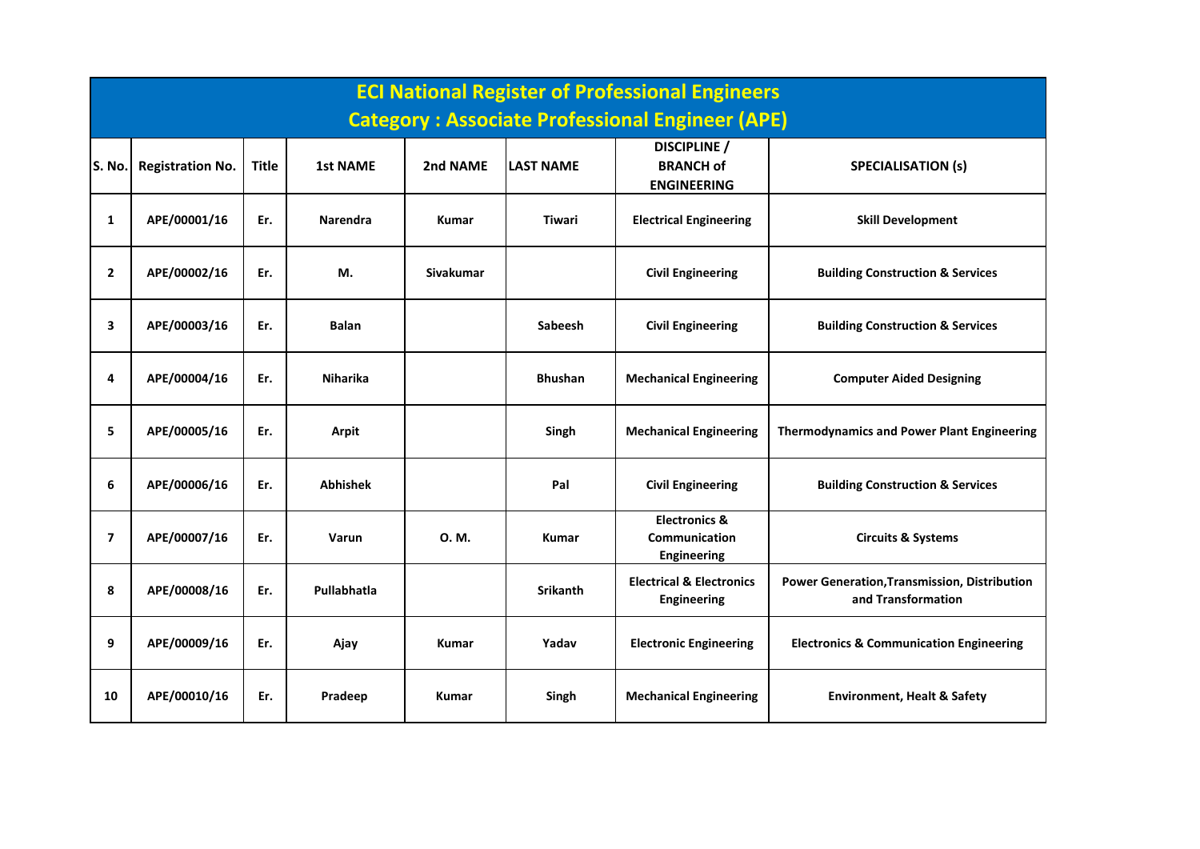# ECI National Register of Professional Engineers

## Category : Associate Professional Engineer (APE)

| S. No. | Registration No. | Title | 1st NAME | 2nd NAME | LAST NAME | DISCIPLINE / BRANCH of ENGINEERING | SPECIALISATION (s) |
|---|---|---|---|---|---|---|---|
| 1 | APE/00001/16 | Er. | Narendra | Kumar | Tiwari | Electrical Engineering | Skill Development |
| 2 | APE/00002/16 | Er. | M. | Sivakumar | | Civil Engineering | Building Construction & Services |
| 3 | APE/00003/16 | Er. | Balan | | Sabeesh | Civil Engineering | Building Construction & Services |
| 4 | APE/00004/16 | Er. | Niharika | | Bhushan | Mechanical Engineering | Computer Aided Designing |
| 5 | APE/00005/16 | Er. | Arpit | | Singh | Mechanical Engineering | Thermodynamics and Power Plant Engineering |
| 6 | APE/00006/16 | Er. | Abhishek | | Pal | Civil Engineering | Building Construction & Services |
| 7 | APE/00007/16 | Er. | Varun | O. M. | Kumar | Electronics & Communication Engineering | Circuits & Systems |
| 8 | APE/00008/16 | Er. | Pullabhatla | | Srikanth | Electrical & Electronics Engineering | Power Generation,Transmission, Distribution and Transformation |
| 9 | APE/00009/16 | Er. | Ajay | Kumar | Yadav | Electronic Engineering | Electronics & Communication Engineering |
| 10 | APE/00010/16 | Er. | Pradeep | Kumar | Singh | Mechanical Engineering | Environment, Healt & Safety |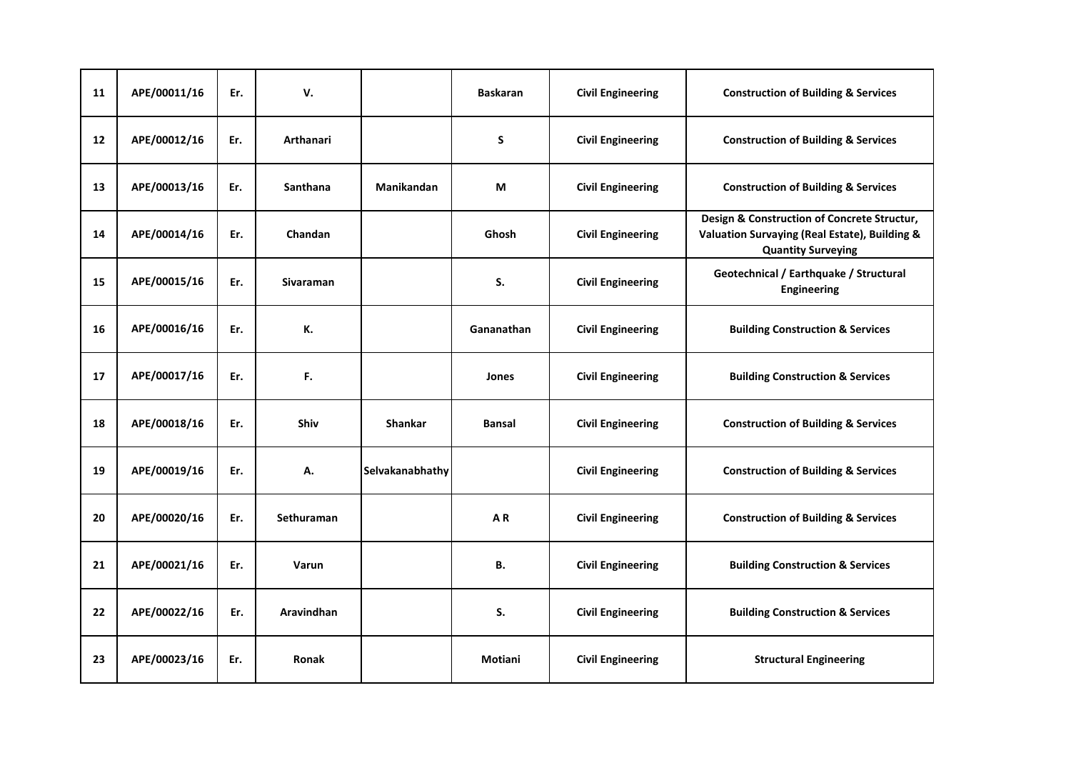| | | | | | | | |
|---|---|---|---|---|---|---|---|
| **11** | **APE/00011/16** | **Er.** | **V.** | | **Baskaran** | **Civil Engineering** | **Construction of Building & Services** |
| **12** | **APE/00012/16** | **Er.** | **Arthanari** | | **S** | **Civil Engineering** | **Construction of Building & Services** |
| **13** | **APE/00013/16** | **Er.** | **Santhana** | **Manikandan** | **M** | **Civil Engineering** | **Construction of Building & Services** |
| **14** | **APE/00014/16** | **Er.** | **Chandan** | | **Ghosh** | **Civil Engineering** | **Design & Construction of Concrete Structur, Valuation Survaying (Real Estate), Building & Quantity Surveying** |
| **15** | **APE/00015/16** | **Er.** | **Sivaraman** | | **S.** | **Civil Engineering** | **Geotechnical / Earthquake / Structural Engineering** |
| **16** | **APE/00016/16** | **Er.** | **K.** | | **Gananathan** | **Civil Engineering** | **Building Construction & Services** |
| **17** | **APE/00017/16** | **Er.** | **F.** | | **Jones** | **Civil Engineering** | **Building Construction & Services** |
| **18** | **APE/00018/16** | **Er.** | **Shiv** | **Shankar** | **Bansal** | **Civil Engineering** | **Construction of Building & Services** |
| **19** | **APE/00019/16** | **Er.** | **A.** | **Selvakanabhathy** | | **Civil Engineering** | **Construction of Building & Services** |
| **20** | **APE/00020/16** | **Er.** | **Sethuraman** | | **A R** | **Civil Engineering** | **Construction of Building & Services** |
| **21** | **APE/00021/16** | **Er.** | **Varun** | | **B.** | **Civil Engineering** | **Building Construction & Services** |
| **22** | **APE/00022/16** | **Er.** | **Aravindhan** | | **S.** | **Civil Engineering** | **Building Construction & Services** |
| **23** | **APE/00023/16** | **Er.** | **Ronak** | | **Motiani** | **Civil Engineering** | **Structural Engineering** |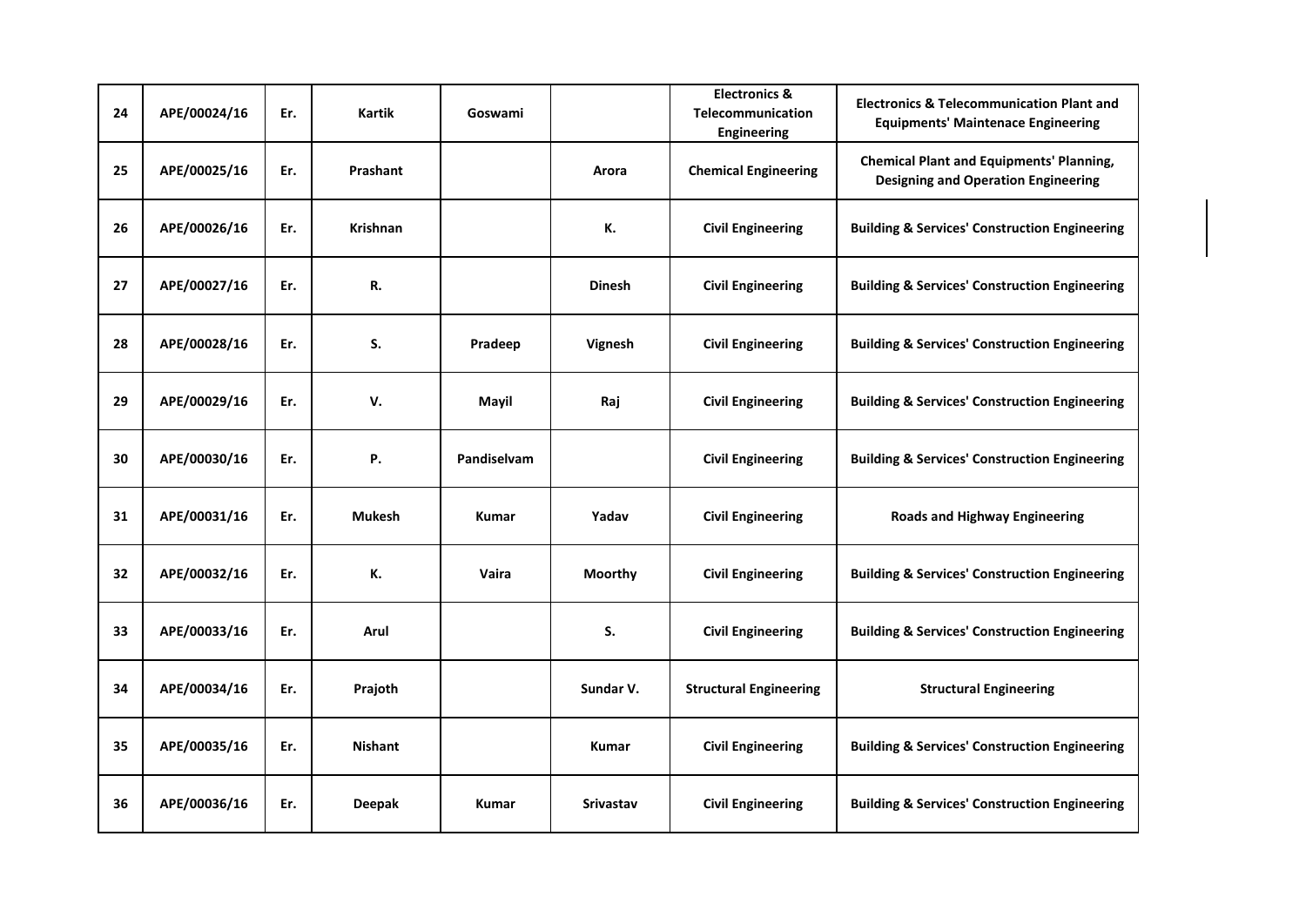| | | | | | | | |
|---|---|---|---|---|---|---|---|
| 24 | APE/00024/16 | Er. | Kartik | Goswami | | Electronics & Telecommunication Engineering | Electronics & Telecommunication Plant and Equipments' Maintenace Engineering |
| 25 | APE/00025/16 | Er. | Prashant | | Arora | Chemical Engineering | Chemical Plant and Equipments' Planning, Designing and Operation Engineering |
| 26 | APE/00026/16 | Er. | Krishnan | | K. | Civil Engineering | Building & Services' Construction Engineering |
| 27 | APE/00027/16 | Er. | R. | | Dinesh | Civil Engineering | Building & Services' Construction Engineering |
| 28 | APE/00028/16 | Er. | S. | Pradeep | Vignesh | Civil Engineering | Building & Services' Construction Engineering |
| 29 | APE/00029/16 | Er. | V. | Mayil | Raj | Civil Engineering | Building & Services' Construction Engineering |
| 30 | APE/00030/16 | Er. | P. | Pandiselvam | | Civil Engineering | Building & Services' Construction Engineering |
| 31 | APE/00031/16 | Er. | Mukesh | Kumar | Yadav | Civil Engineering | Roads and Highway Engineering |
| 32 | APE/00032/16 | Er. | K. | Vaira | Moorthy | Civil Engineering | Building & Services' Construction Engineering |
| 33 | APE/00033/16 | Er. | Arul | | S. | Civil Engineering | Building & Services' Construction Engineering |
| 34 | APE/00034/16 | Er. | Prajoth | | Sundar V. | Structural Engineering | Structural Engineering |
| 35 | APE/00035/16 | Er. | Nishant | | Kumar | Civil Engineering | Building & Services' Construction Engineering |
| 36 | APE/00036/16 | Er. | Deepak | Kumar | Srivastav | Civil Engineering | Building & Services' Construction Engineering |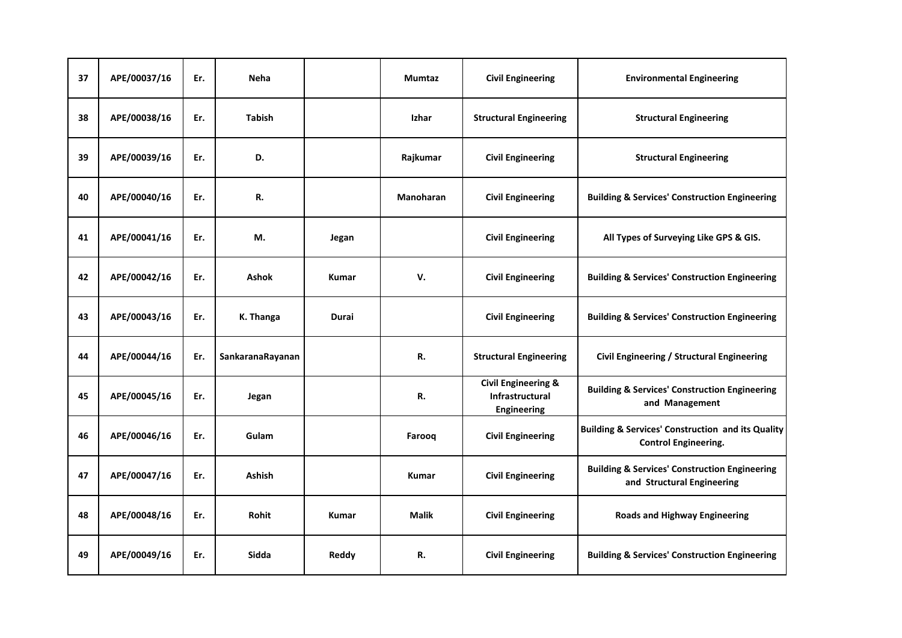| | | | | | | | |
|---|---|---|---|---|---|---|---|
| **37** | **APE/00037/16** | **Er.** | **Neha** | | **Mumtaz** | **Civil Engineering** | **Environmental Engineering** |
| **38** | **APE/00038/16** | **Er.** | **Tabish** | | **Izhar** | **Structural Engineering** | **Structural Engineering** |
| **39** | **APE/00039/16** | **Er.** | **D.** | | **Rajkumar** | **Civil Engineering** | **Structural Engineering** |
| **40** | **APE/00040/16** | **Er.** | **R.** | | **Manoharan** | **Civil Engineering** | **Building & Services' Construction Engineering** |
| **41** | **APE/00041/16** | **Er.** | **M.** | **Jegan** | | **Civil Engineering** | **All Types of Surveying Like GPS & GIS.** |
| **42** | **APE/00042/16** | **Er.** | **Ashok** | **Kumar** | **V.** | **Civil Engineering** | **Building & Services' Construction Engineering** |
| **43** | **APE/00043/16** | **Er.** | **K. Thanga** | **Durai** | | **Civil Engineering** | **Building & Services' Construction Engineering** |
| **44** | **APE/00044/16** | **Er.** | **SankaranaRayanan** | | **R.** | **Structural Engineering** | **Civil Engineering / Structural Engineering** |
| **45** | **APE/00045/16** | **Er.** | **Jegan** | | **R.** | **Civil Engineering & Infrastructural Engineering** | **Building & Services' Construction Engineering and Management** |
| **46** | **APE/00046/16** | **Er.** | **Gulam** | | **Farooq** | **Civil Engineering** | **Building & Services' Construction and its Quality Control Engineering.** |
| **47** | **APE/00047/16** | **Er.** | **Ashish** | | **Kumar** | **Civil Engineering** | **Building & Services' Construction Engineering and Structural Engineering** |
| **48** | **APE/00048/16** | **Er.** | **Rohit** | **Kumar** | **Malik** | **Civil Engineering** | **Roads and Highway Engineering** |
| **49** | **APE/00049/16** | **Er.** | **Sidda** | **Reddy** | **R.** | **Civil Engineering** | **Building & Services' Construction Engineering** |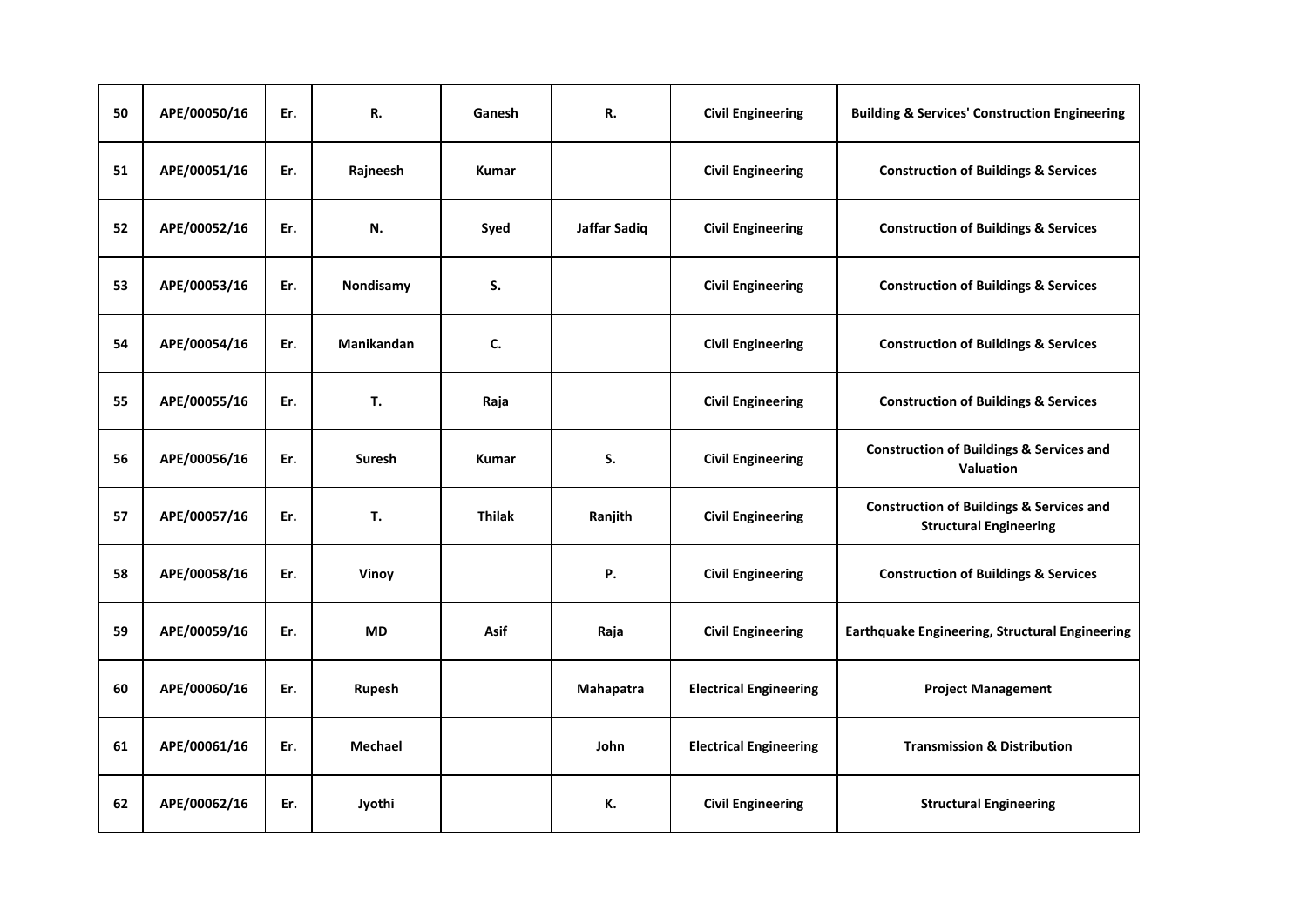| 50 | APE/00050/16 | Er. | R. | Ganesh | R. | Civil Engineering | Building & Services' Construction Engineering |
|---|---|---|---|---|---|---|---|
| 51 | APE/00051/16 | Er. | Rajneesh | Kumar | | Civil Engineering | Construction of Buildings & Services |
| 52 | APE/00052/16 | Er. | N. | Syed | Jaffar Sadiq | Civil Engineering | Construction of Buildings & Services |
| 53 | APE/00053/16 | Er. | Nondisamy | S. | | Civil Engineering | Construction of Buildings & Services |
| 54 | APE/00054/16 | Er. | Manikandan | C. | | Civil Engineering | Construction of Buildings & Services |
| 55 | APE/00055/16 | Er. | T. | Raja | | Civil Engineering | Construction of Buildings & Services |
| 56 | APE/00056/16 | Er. | Suresh | Kumar | S. | Civil Engineering | Construction of Buildings & Services and Valuation |
| 57 | APE/00057/16 | Er. | T. | Thilak | Ranjith | Civil Engineering | Construction of Buildings & Services and Structural Engineering |
| 58 | APE/00058/16 | Er. | Vinoy | | P. | Civil Engineering | Construction of Buildings & Services |
| 59 | APE/00059/16 | Er. | MD | Asif | Raja | Civil Engineering | Earthquake Engineering, Structural Engineering |
| 60 | APE/00060/16 | Er. | Rupesh | | Mahapatra | Electrical Engineering | Project Management |
| 61 | APE/00061/16 | Er. | Mechael | | John | Electrical Engineering | Transmission & Distribution |
| 62 | APE/00062/16 | Er. | Jyothi | | K. | Civil Engineering | Structural Engineering |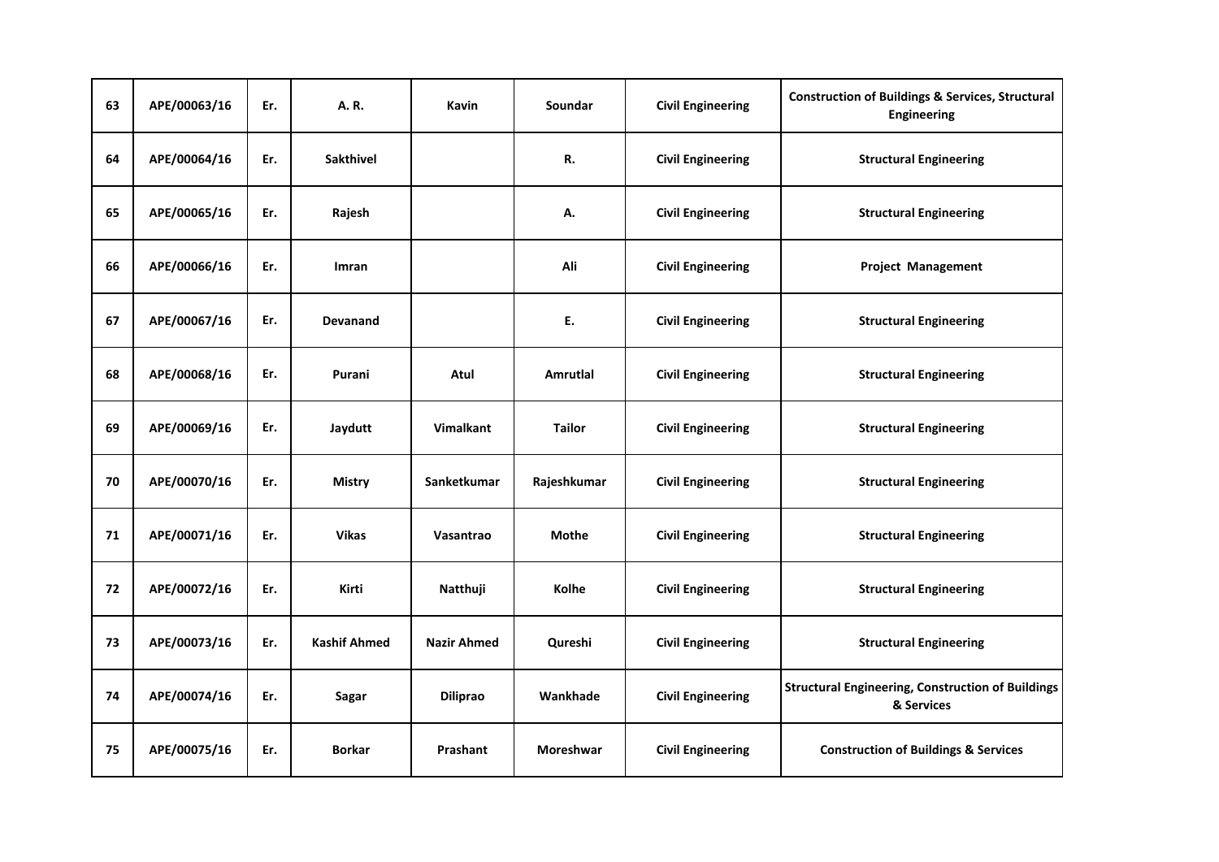| | | | | | | | |
|---|---|---|---|---|---|---|---|
| 63 | APE/00063/16 | Er. | A. R. | Kavin | Soundar | Civil Engineering | Construction of Buildings & Services, Structural Engineering |
| 64 | APE/00064/16 | Er. | Sakthivel | | R. | Civil Engineering | Structural Engineering |
| 65 | APE/00065/16 | Er. | Rajesh | | A. | Civil Engineering | Structural Engineering |
| 66 | APE/00066/16 | Er. | Imran | | Ali | Civil Engineering | Project Management |
| 67 | APE/00067/16 | Er. | Devanand | | E. | Civil Engineering | Structural Engineering |
| 68 | APE/00068/16 | Er. | Purani | Atul | Amrutlal | Civil Engineering | Structural Engineering |
| 69 | APE/00069/16 | Er. | Jaydutt | Vimalkant | Tailor | Civil Engineering | Structural Engineering |
| 70 | APE/00070/16 | Er. | Mistry | Sanketkumar | Rajeshkumar | Civil Engineering | Structural Engineering |
| 71 | APE/00071/16 | Er. | Vikas | Vasantrao | Mothe | Civil Engineering | Structural Engineering |
| 72 | APE/00072/16 | Er. | Kirti | Natthuji | Kolhe | Civil Engineering | Structural Engineering |
| 73 | APE/00073/16 | Er. | Kashif Ahmed | Nazir Ahmed | Qureshi | Civil Engineering | Structural Engineering |
| 74 | APE/00074/16 | Er. | Sagar | Diliprao | Wankhade | Civil Engineering | Structural Engineering, Construction of Buildings & Services |
| 75 | APE/00075/16 | Er. | Borkar | Prashant | Moreshwar | Civil Engineering | Construction of Buildings & Services |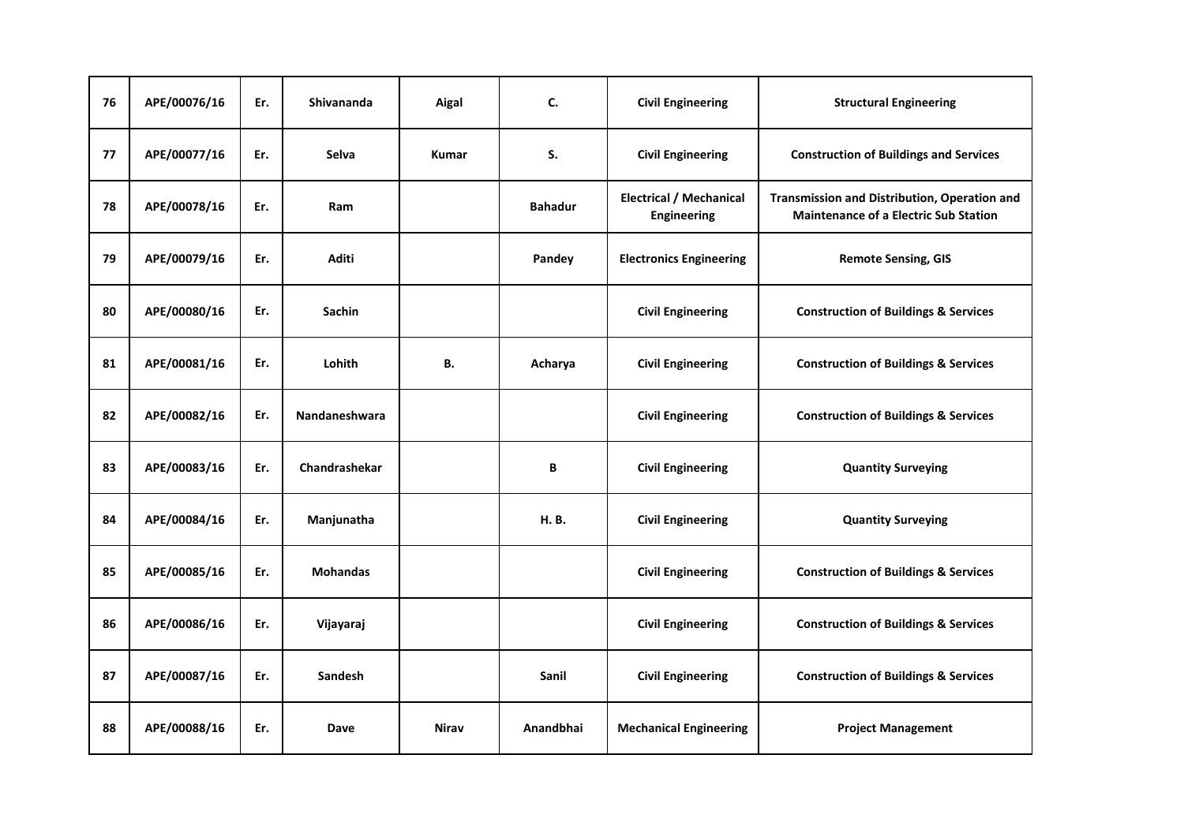| | | | | | | | |
|---|---|---|---|---|---|---|---|
| **76** | **APE/00076/16** | **Er.** | **Shivananda** | **Aigal** | **C.** | **Civil Engineering** | **Structural Engineering** |
| **77** | **APE/00077/16** | **Er.** | **Selva** | **Kumar** | **S.** | **Civil Engineering** | **Construction of Buildings and Services** |
| **78** | **APE/00078/16** | **Er.** | **Ram** | | **Bahadur** | **Electrical / Mechanical Engineering** | **Transmission and Distribution, Operation and Maintenance of a Electric Sub Station** |
| **79** | **APE/00079/16** | **Er.** | **Aditi** | | **Pandey** | **Electronics Engineering** | **Remote Sensing, GIS** |
| **80** | **APE/00080/16** | **Er.** | **Sachin** | | | **Civil Engineering** | **Construction of Buildings & Services** |
| **81** | **APE/00081/16** | **Er.** | **Lohith** | **B.** | **Acharya** | **Civil Engineering** | **Construction of Buildings & Services** |
| **82** | **APE/00082/16** | **Er.** | **Nandaneshwara** | | | **Civil Engineering** | **Construction of Buildings & Services** |
| **83** | **APE/00083/16** | **Er.** | **Chandrashekar** | | **B** | **Civil Engineering** | **Quantity Surveying** |
| **84** | **APE/00084/16** | **Er.** | **Manjunatha** | | **H. B.** | **Civil Engineering** | **Quantity Surveying** |
| **85** | **APE/00085/16** | **Er.** | **Mohandas** | | | **Civil Engineering** | **Construction of Buildings & Services** |
| **86** | **APE/00086/16** | **Er.** | **Vijayaraj** | | | **Civil Engineering** | **Construction of Buildings & Services** |
| **87** | **APE/00087/16** | **Er.** | **Sandesh** | | **Sanil** | **Civil Engineering** | **Construction of Buildings & Services** |
| **88** | **APE/00088/16** | **Er.** | **Dave** | **Nirav** | **Anandbhai** | **Mechanical Engineering** | **Project Management** |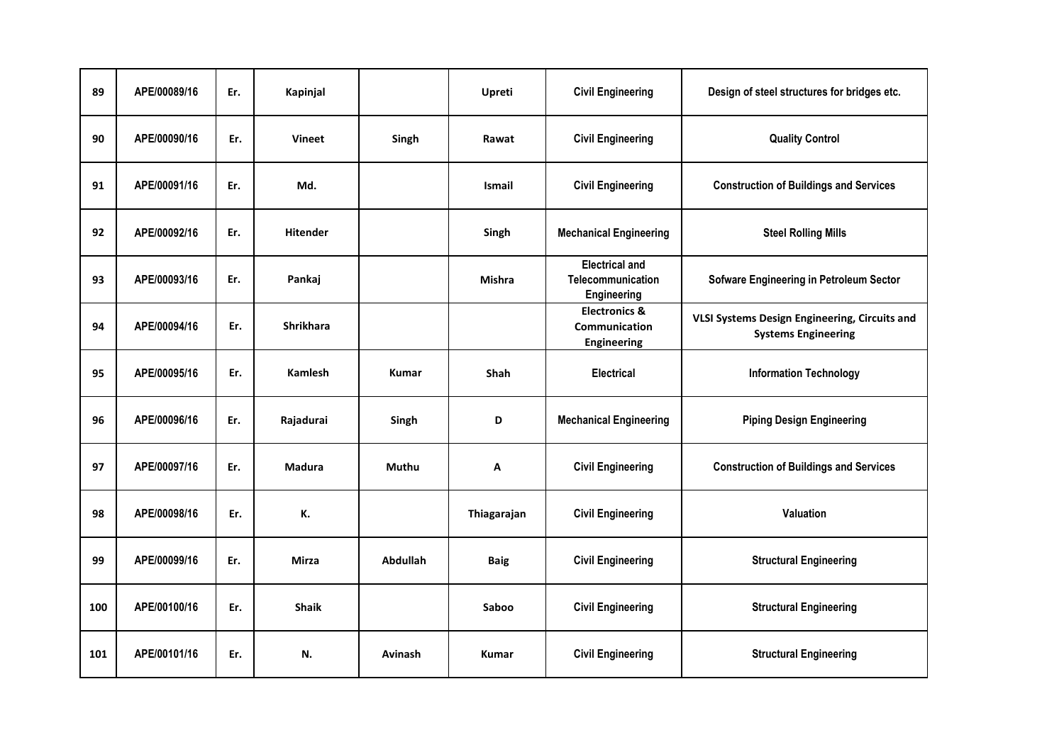| | | | | | | | |
|---|---|---|---|---|---|---|---|
| 89 | APE/00089/16 | Er. | Kapinjal | | Upreti | Civil Engineering | Design of steel structures for bridges etc. |
| 90 | APE/00090/16 | Er. | Vineet | Singh | Rawat | Civil Engineering | Quality Control |
| 91 | APE/00091/16 | Er. | Md. | | Ismail | Civil Engineering | Construction of Buildings and Services |
| 92 | APE/00092/16 | Er. | Hitender | | Singh | Mechanical Engineering | Steel Rolling Mills |
| 93 | APE/00093/16 | Er. | Pankaj | | Mishra | Electrical and Telecommunication Engineering | Sofware Engineering in Petroleum Sector |
| 94 | APE/00094/16 | Er. | Shrikhara | | | Electronics & Communication Engineering | VLSI Systems Design Engineering, Circuits and Systems Engineering |
| 95 | APE/00095/16 | Er. | Kamlesh | Kumar | Shah | Electrical | Information Technology |
| 96 | APE/00096/16 | Er. | Rajadurai | Singh | D | Mechanical Engineering | Piping Design Engineering |
| 97 | APE/00097/16 | Er. | Madura | Muthu | A | Civil Engineering | Construction of Buildings and Services |
| 98 | APE/00098/16 | Er. | K. | | Thiagarajan | Civil Engineering | Valuation |
| 99 | APE/00099/16 | Er. | Mirza | Abdullah | Baig | Civil Engineering | Structural Engineering |
| 100 | APE/00100/16 | Er. | Shaik | | Saboo | Civil Engineering | Structural Engineering |
| 101 | APE/00101/16 | Er. | N. | Avinash | Kumar | Civil Engineering | Structural Engineering |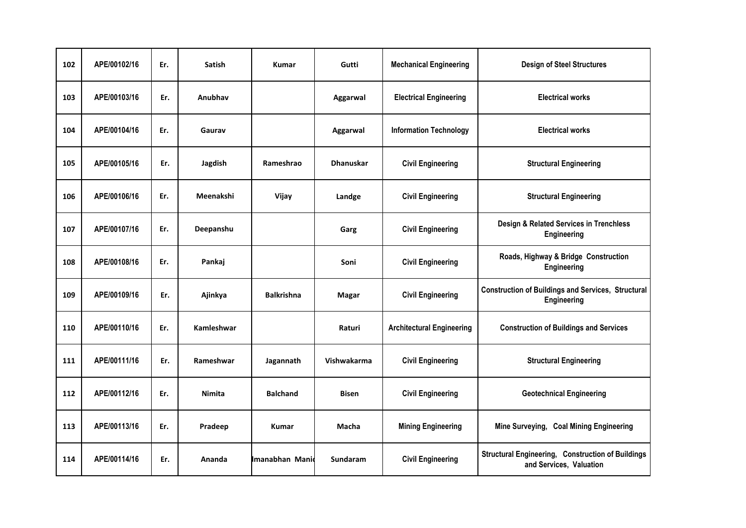| | | | | | | | |
|---|---|---|---|---|---|---|---|
| 102 | APE/00102/16 | Er. | Satish | Kumar | Gutti | Mechanical Engineering | Design of Steel Structures |
| 103 | APE/00103/16 | Er. | Anubhav | | Aggarwal | Electrical Engineering | Electrical works |
| 104 | APE/00104/16 | Er. | Gaurav | | Aggarwal | Information Technology | Electrical works |
| 105 | APE/00105/16 | Er. | Jagdish | Rameshrao | Dhanuskar | Civil Engineering | Structural Engineering |
| 106 | APE/00106/16 | Er. | Meenakshi | Vijay | Landge | Civil Engineering | Structural Engineering |
| 107 | APE/00107/16 | Er. | Deepanshu | | Garg | Civil Engineering | Design & Related Services in Trenchless Engineering |
| 108 | APE/00108/16 | Er. | Pankaj | | Soni | Civil Engineering | Roads, Highway & Bridge Construction Engineering |
| 109 | APE/00109/16 | Er. | Ajinkya | Balkrishna | Magar | Civil Engineering | Construction of Buildings and Services, Structural Engineering |
| 110 | APE/00110/16 | Er. | Kamleshwar | | Raturi | Architectural Engineering | Construction of Buildings and Services |
| 111 | APE/00111/16 | Er. | Rameshwar | Jagannath | Vishwakarma | Civil Engineering | Structural Engineering |
| 112 | APE/00112/16 | Er. | Nimita | Balchand | Bisen | Civil Engineering | Geotechnical Engineering |
| 113 | APE/00113/16 | Er. | Pradeep | Kumar | Macha | Mining Engineering | Mine Surveying, Coal Mining Engineering |
| 114 | APE/00114/16 | Er. | Ananda | lmanabhan Mani | Sundaram | Civil Engineering | Structural Engineering, Construction of Buildings and Services, Valuation |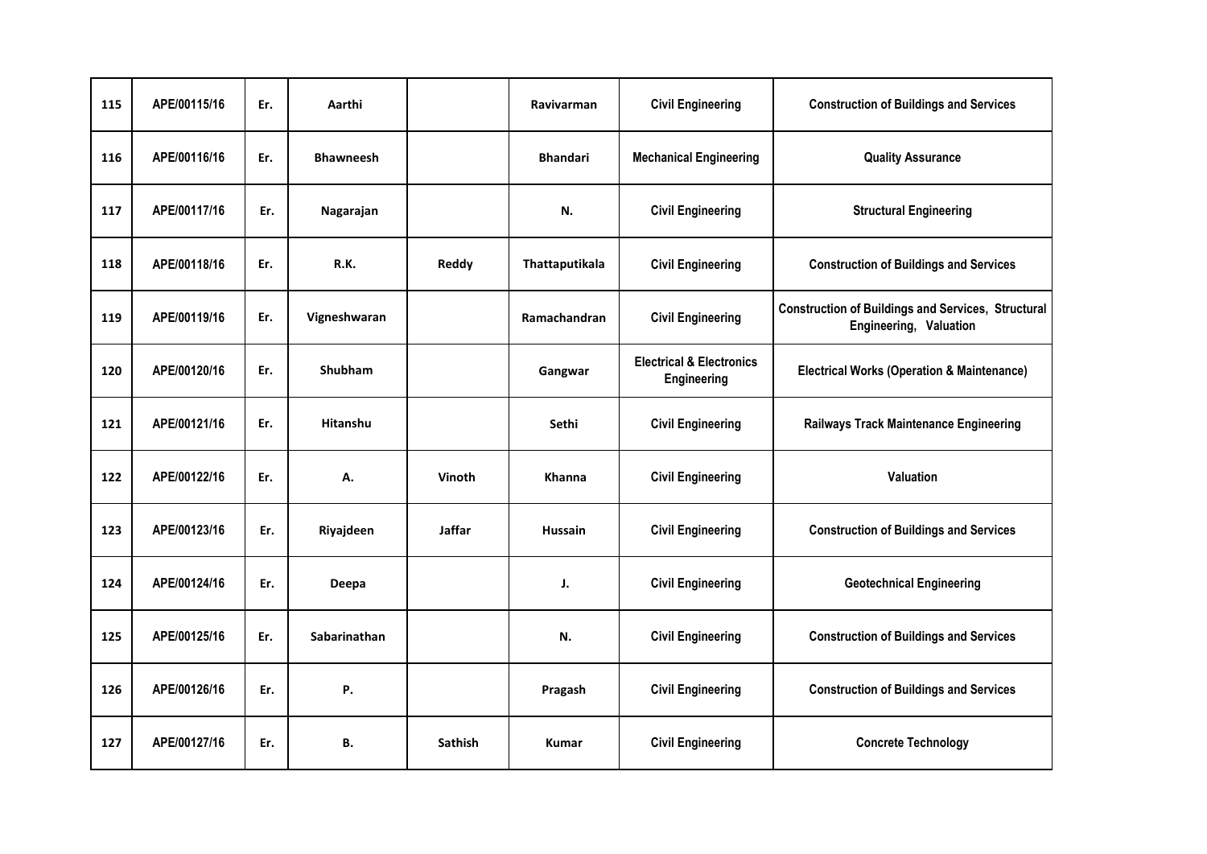| | | | | | | | |
|---|---|---|---|---|---|---|---|
| 115 | APE/00115/16 | Er. | Aarthi | | Ravivarman | Civil Engineering | Construction of Buildings and Services |
| 116 | APE/00116/16 | Er. | Bhawneesh | | Bhandari | Mechanical Engineering | Quality Assurance |
| 117 | APE/00117/16 | Er. | Nagarajan | | N. | Civil Engineering | Structural Engineering |
| 118 | APE/00118/16 | Er. | R.K. | Reddy | Thattaputikala | Civil Engineering | Construction of Buildings and Services |
| 119 | APE/00119/16 | Er. | Vigneshwaran | | Ramachandran | Civil Engineering | Construction of Buildings and Services, Structural Engineering, Valuation |
| 120 | APE/00120/16 | Er. | Shubham | | Gangwar | Electrical & Electronics Engineering | Electrical Works (Operation & Maintenance) |
| 121 | APE/00121/16 | Er. | Hitanshu | | Sethi | Civil Engineering | Railways Track Maintenance Engineering |
| 122 | APE/00122/16 | Er. | A. | Vinoth | Khanna | Civil Engineering | Valuation |
| 123 | APE/00123/16 | Er. | Riyajdeen | Jaffar | Hussain | Civil Engineering | Construction of Buildings and Services |
| 124 | APE/00124/16 | Er. | Deepa | | J. | Civil Engineering | Geotechnical Engineering |
| 125 | APE/00125/16 | Er. | Sabarinathan | | N. | Civil Engineering | Construction of Buildings and Services |
| 126 | APE/00126/16 | Er. | P. | | Pragash | Civil Engineering | Construction of Buildings and Services |
| 127 | APE/00127/16 | Er. | B. | Sathish | Kumar | Civil Engineering | Concrete Technology |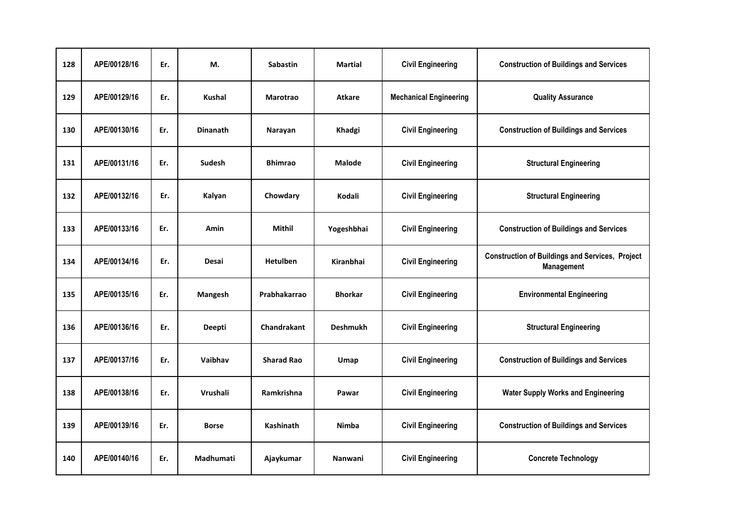| | | | | | | | |
|---|---|---|---|---|---|---|---|
| 128 | APE/00128/16 | Er. | M. | Sabastin | Martial | Civil Engineering | Construction of Buildings and Services |
| 129 | APE/00129/16 | Er. | Kushal | Marotrao | Atkare | Mechanical Engineering | Quality Assurance |
| 130 | APE/00130/16 | Er. | Dinanath | Narayan | Khadgi | Civil Engineering | Construction of Buildings and Services |
| 131 | APE/00131/16 | Er. | Sudesh | Bhimrao | Malode | Civil Engineering | Structural Engineering |
| 132 | APE/00132/16 | Er. | Kalyan | Chowdary | Kodali | Civil Engineering | Structural Engineering |
| 133 | APE/00133/16 | Er. | Amin | Mithil | Yogeshbhai | Civil Engineering | Construction of Buildings and Services |
| 134 | APE/00134/16 | Er. | Desai | Hetulben | Kiranbhai | Civil Engineering | Construction of Buildings and Services, Project Management |
| 135 | APE/00135/16 | Er. | Mangesh | Prabhakarrao | Bhorkar | Civil Engineering | Environmental Engineering |
| 136 | APE/00136/16 | Er. | Deepti | Chandrakant | Deshmukh | Civil Engineering | Structural Engineering |
| 137 | APE/00137/16 | Er. | Vaibhav | Sharad Rao | Umap | Civil Engineering | Construction of Buildings and Services |
| 138 | APE/00138/16 | Er. | Vrushali | Ramkrishna | Pawar | Civil Engineering | Water Supply Works and Engineering |
| 139 | APE/00139/16 | Er. | Borse | Kashinath | Nimba | Civil Engineering | Construction of Buildings and Services |
| 140 | APE/00140/16 | Er. | Madhumati | Ajaykumar | Nanwani | Civil Engineering | Concrete Technology |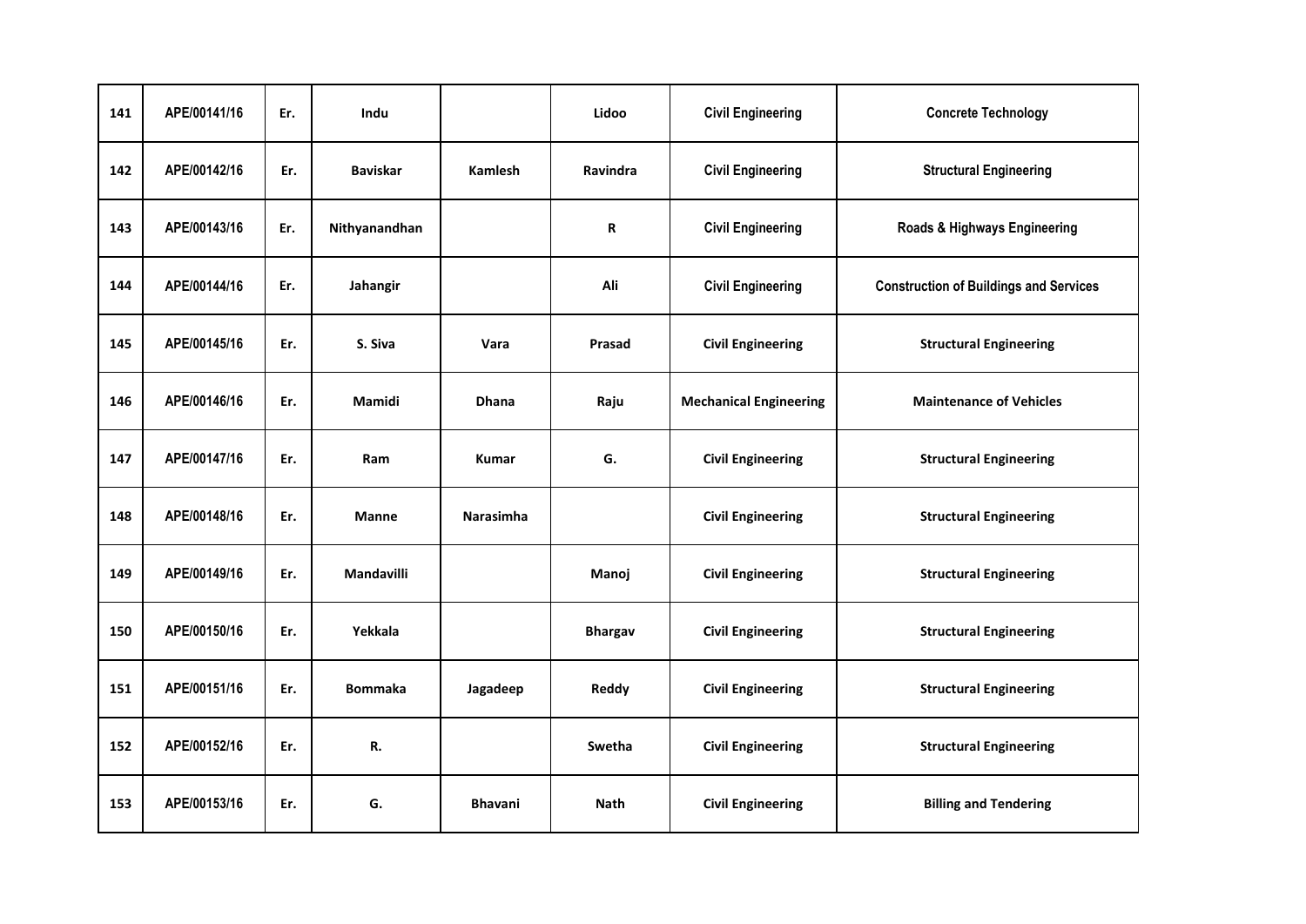| | | | | | | | |
|---|---|---|---|---|---|---|---|
| 141 | APE/00141/16 | Er. | Indu | | Lidoo | Civil Engineering | Concrete Technology |
| 142 | APE/00142/16 | Er. | Baviskar | Kamlesh | Ravindra | Civil Engineering | Structural Engineering |
| 143 | APE/00143/16 | Er. | Nithyanandhan | | R | Civil Engineering | Roads & Highways Engineering |
| 144 | APE/00144/16 | Er. | Jahangir | | Ali | Civil Engineering | Construction of Buildings and Services |
| 145 | APE/00145/16 | Er. | S. Siva | Vara | Prasad | Civil Engineering | Structural Engineering |
| 146 | APE/00146/16 | Er. | Mamidi | Dhana | Raju | Mechanical Engineering | Maintenance of Vehicles |
| 147 | APE/00147/16 | Er. | Ram | Kumar | G. | Civil Engineering | Structural Engineering |
| 148 | APE/00148/16 | Er. | Manne | Narasimha | | Civil Engineering | Structural Engineering |
| 149 | APE/00149/16 | Er. | Mandavilli | | Manoj | Civil Engineering | Structural Engineering |
| 150 | APE/00150/16 | Er. | Yekkala | | Bhargav | Civil Engineering | Structural Engineering |
| 151 | APE/00151/16 | Er. | Bommaka | Jagadeep | Reddy | Civil Engineering | Structural Engineering |
| 152 | APE/00152/16 | Er. | R. | | Swetha | Civil Engineering | Structural Engineering |
| 153 | APE/00153/16 | Er. | G. | Bhavani | Nath | Civil Engineering | Billing and Tendering |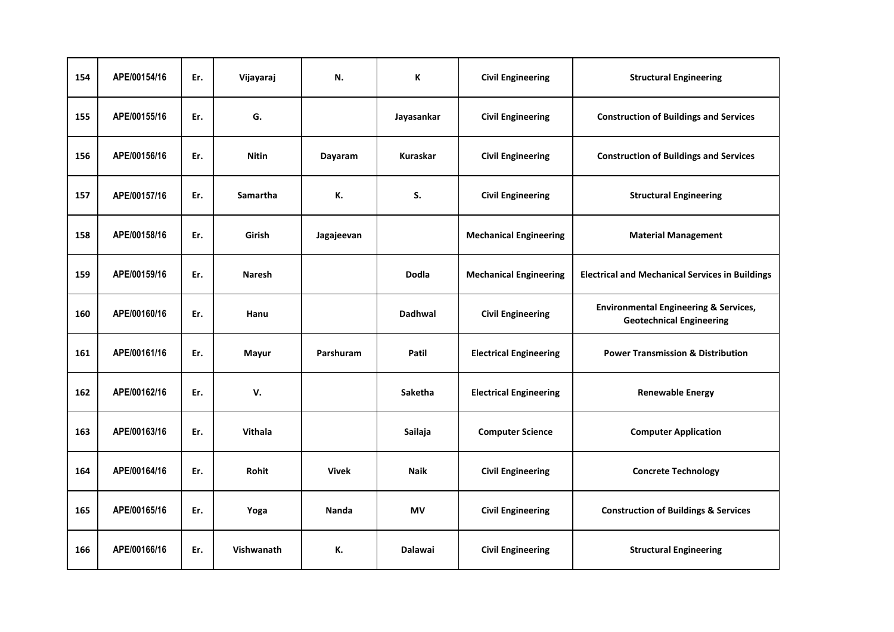| | | | | | | | |
|---|---|---|---|---|---|---|---|
| 154 | APE/00154/16 | Er. | Vijayaraj | N. | K | Civil Engineering | Structural Engineering |
| 155 | APE/00155/16 | Er. | G. | | Jayasankar | Civil Engineering | Construction of Buildings and Services |
| 156 | APE/00156/16 | Er. | Nitin | Dayaram | Kuraskar | Civil Engineering | Construction of Buildings and Services |
| 157 | APE/00157/16 | Er. | Samartha | K. | S. | Civil Engineering | Structural Engineering |
| 158 | APE/00158/16 | Er. | Girish | Jagajeevan | | Mechanical Engineering | Material Management |
| 159 | APE/00159/16 | Er. | Naresh | | Dodla | Mechanical Engineering | Electrical and Mechanical Services in Buildings |
| 160 | APE/00160/16 | Er. | Hanu | | Dadhwal | Civil Engineering | Environmental Engineering & Services, Geotechnical Engineering |
| 161 | APE/00161/16 | Er. | Mayur | Parshuram | Patil | Electrical Engineering | Power Transmission & Distribution |
| 162 | APE/00162/16 | Er. | V. | | Saketha | Electrical Engineering | Renewable Energy |
| 163 | APE/00163/16 | Er. | Vithala | | Sailaja | Computer Science | Computer Application |
| 164 | APE/00164/16 | Er. | Rohit | Vivek | Naik | Civil Engineering | Concrete Technology |
| 165 | APE/00165/16 | Er. | Yoga | Nanda | MV | Civil Engineering | Construction of Buildings & Services |
| 166 | APE/00166/16 | Er. | Vishwanath | K. | Dalawai | Civil Engineering | Structural Engineering |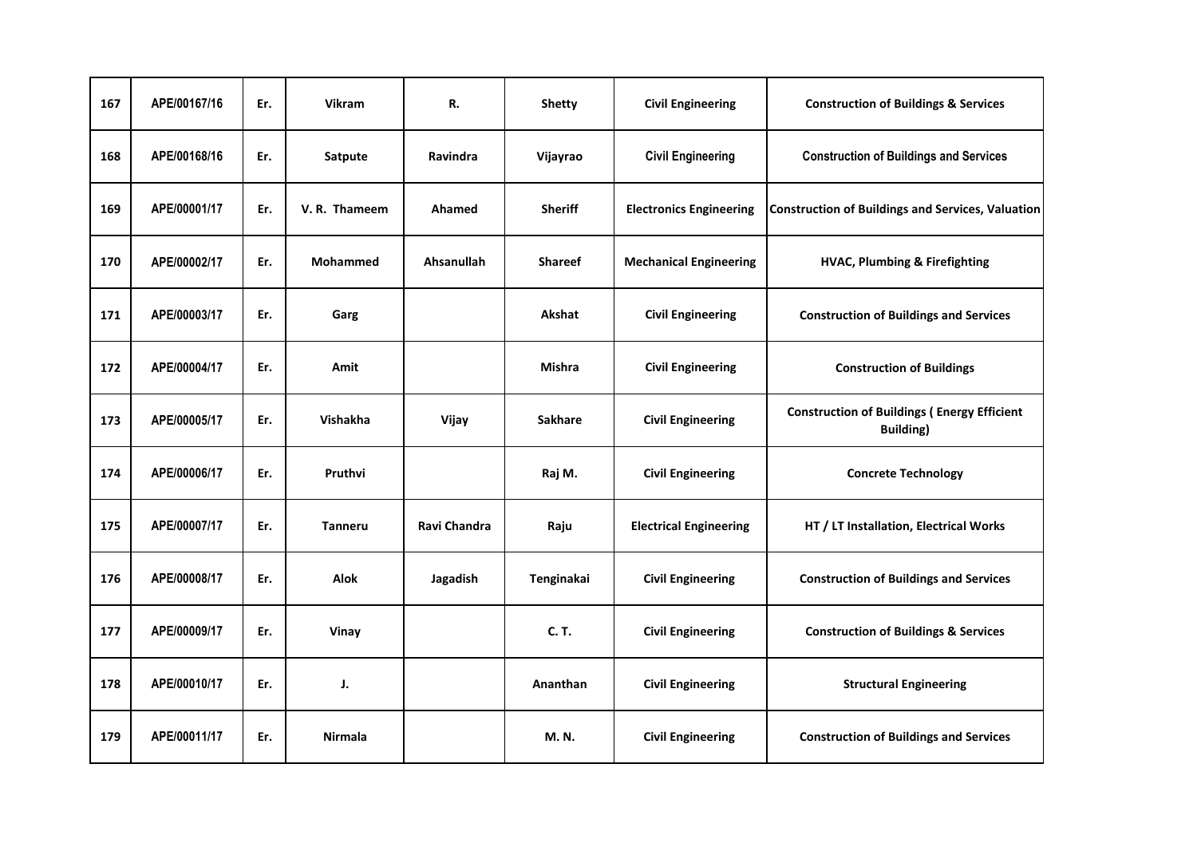| | | | | | | | |
|---|---|---|---|---|---|---|---|
| 167 | APE/00167/16 | Er. | Vikram | R. | Shetty | Civil Engineering | Construction of Buildings & Services |
| 168 | APE/00168/16 | Er. | Satpute | Ravindra | Vijayrao | Civil Engineering | Construction of Buildings and Services |
| 169 | APE/00001/17 | Er. | V. R. Thameem | Ahamed | Sheriff | Electronics Engineering | Construction of Buildings and Services, Valuation |
| 170 | APE/00002/17 | Er. | Mohammed | Ahsanullah | Shareef | Mechanical Engineering | HVAC, Plumbing & Firefighting |
| 171 | APE/00003/17 | Er. | Garg | | Akshat | Civil Engineering | Construction of Buildings and Services |
| 172 | APE/00004/17 | Er. | Amit | | Mishra | Civil Engineering | Construction of Buildings |
| 173 | APE/00005/17 | Er. | Vishakha | Vijay | Sakhare | Civil Engineering | Construction of Buildings ( Energy Efficient Building) |
| 174 | APE/00006/17 | Er. | Pruthvi | | Raj M. | Civil Engineering | Concrete Technology |
| 175 | APE/00007/17 | Er. | Tanneru | Ravi Chandra | Raju | Electrical Engineering | HT / LT Installation, Electrical Works |
| 176 | APE/00008/17 | Er. | Alok | Jagadish | Tenginakai | Civil Engineering | Construction of Buildings and Services |
| 177 | APE/00009/17 | Er. | Vinay | | C. T. | Civil Engineering | Construction of Buildings & Services |
| 178 | APE/00010/17 | Er. | J. | | Ananthan | Civil Engineering | Structural Engineering |
| 179 | APE/00011/17 | Er. | Nirmala | | M. N. | Civil Engineering | Construction of Buildings and Services |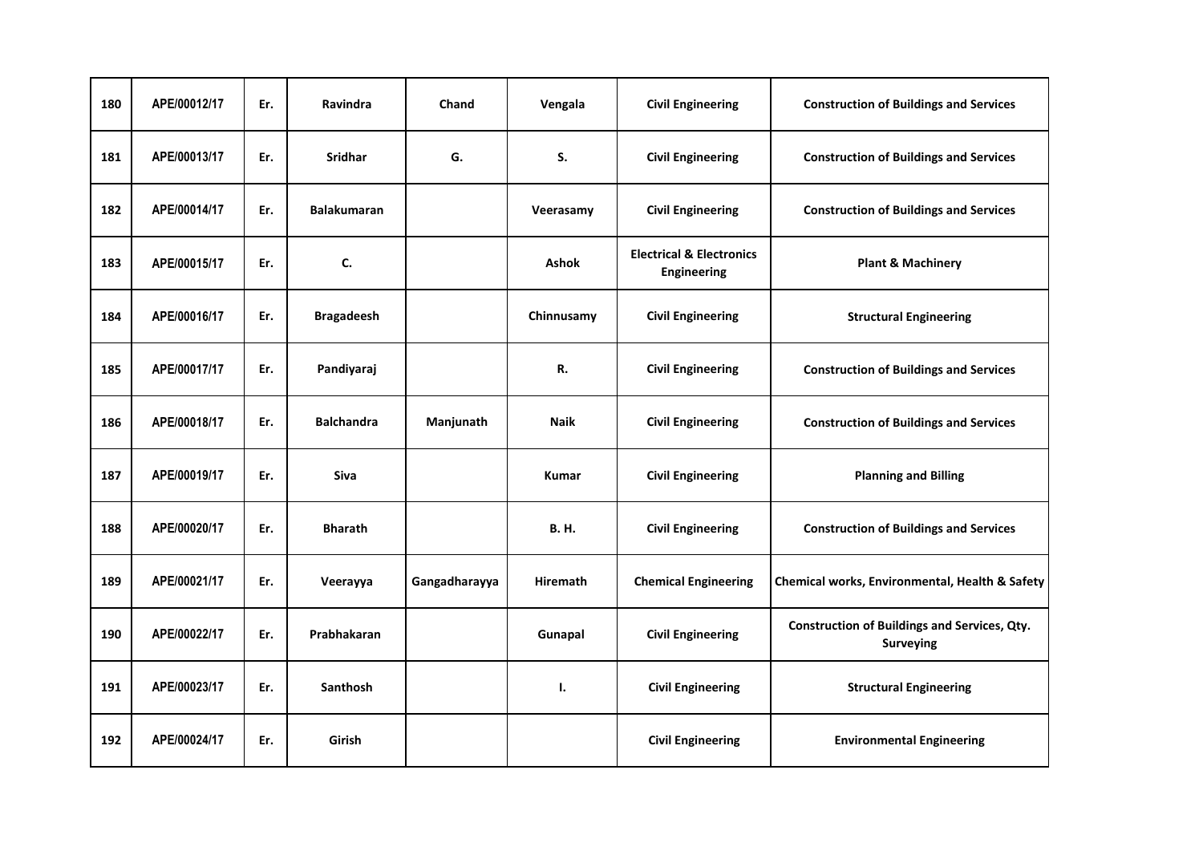| | | | | | | | |
|---|---|---|---|---|---|---|---|
| 180 | APE/00012/17 | Er. | Ravindra | Chand | Vengala | Civil Engineering | Construction of Buildings and Services |
| 181 | APE/00013/17 | Er. | Sridhar | G. | S. | Civil Engineering | Construction of Buildings and Services |
| 182 | APE/00014/17 | Er. | Balakumaran | | Veerasamy | Civil Engineering | Construction of Buildings and Services |
| 183 | APE/00015/17 | Er. | C. | | Ashok | Electrical & Electronics Engineering | Plant & Machinery |
| 184 | APE/00016/17 | Er. | Bragadeesh | | Chinnusamy | Civil Engineering | Structural Engineering |
| 185 | APE/00017/17 | Er. | Pandiyaraj | | R. | Civil Engineering | Construction of Buildings and Services |
| 186 | APE/00018/17 | Er. | Balchandra | Manjunath | Naik | Civil Engineering | Construction of Buildings and Services |
| 187 | APE/00019/17 | Er. | Siva | | Kumar | Civil Engineering | Planning and Billing |
| 188 | APE/00020/17 | Er. | Bharath | | B. H. | Civil Engineering | Construction of Buildings and Services |
| 189 | APE/00021/17 | Er. | Veerayya | Gangadharayya | Hiremath | Chemical Engineering | Chemical works, Environmental, Health & Safety |
| 190 | APE/00022/17 | Er. | Prabhakaran | | Gunapal | Civil Engineering | Construction of Buildings and Services, Qty. Surveying |
| 191 | APE/00023/17 | Er. | Santhosh | | I. | Civil Engineering | Structural Engineering |
| 192 | APE/00024/17 | Er. | Girish | | | Civil Engineering | Environmental Engineering |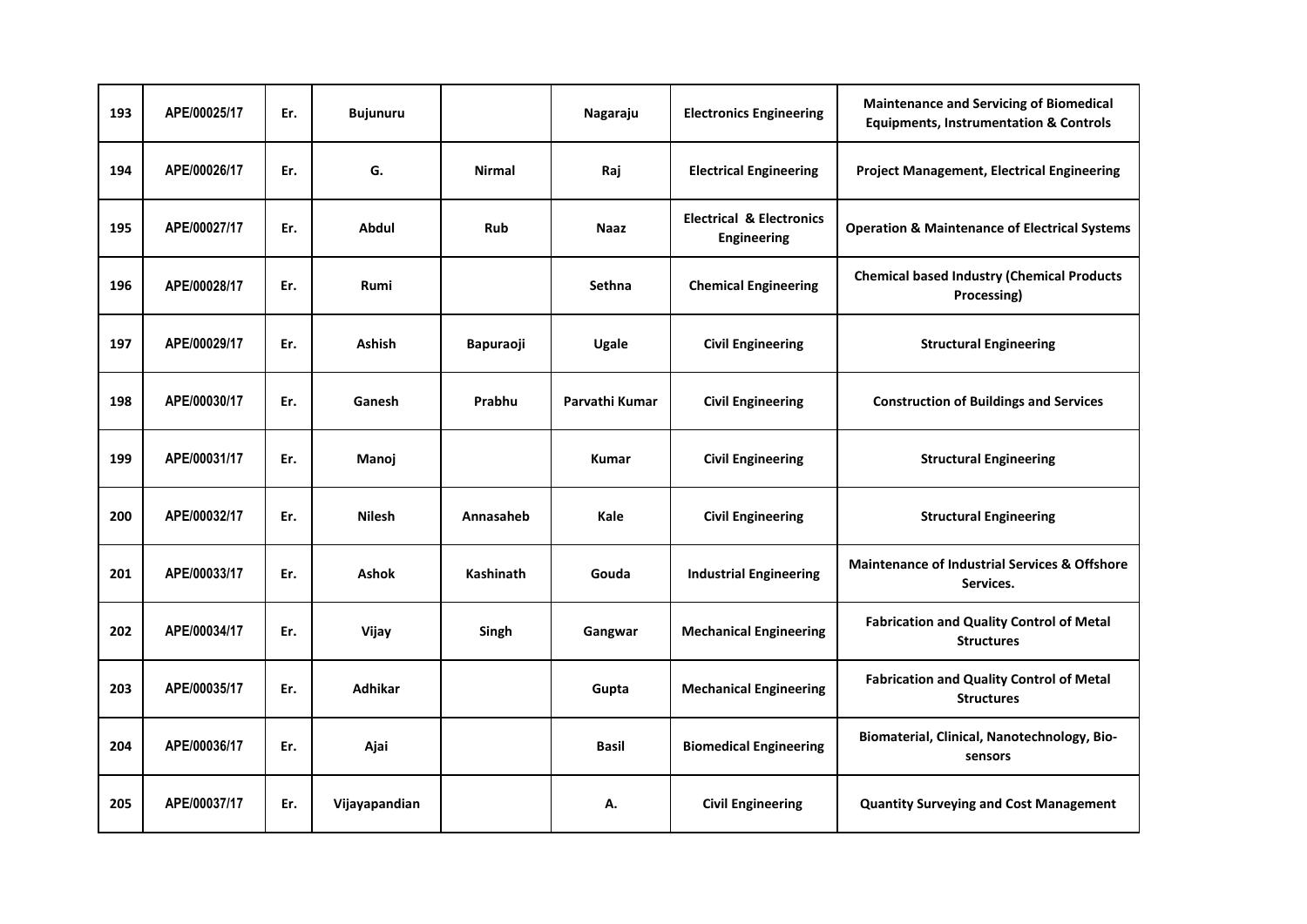| | | | | | | | |
|---|---|---|---|---|---|---|---|
| 193 | APE/00025/17 | Er. | Bujunuru | | Nagaraju | Electronics Engineering | Maintenance and Servicing of Biomedical Equipments, Instrumentation & Controls |
| 194 | APE/00026/17 | Er. | G. | Nirmal | Raj | Electrical Engineering | Project Management, Electrical Engineering |
| 195 | APE/00027/17 | Er. | Abdul | Rub | Naaz | Electrical & Electronics Engineering | Operation & Maintenance of Electrical Systems |
| 196 | APE/00028/17 | Er. | Rumi | | Sethna | Chemical Engineering | Chemical based Industry (Chemical Products Processing) |
| 197 | APE/00029/17 | Er. | Ashish | Bapuraoji | Ugale | Civil Engineering | Structural Engineering |
| 198 | APE/00030/17 | Er. | Ganesh | Prabhu | Parvathi Kumar | Civil Engineering | Construction of Buildings and Services |
| 199 | APE/00031/17 | Er. | Manoj | | Kumar | Civil Engineering | Structural Engineering |
| 200 | APE/00032/17 | Er. | Nilesh | Annasaheb | Kale | Civil Engineering | Structural Engineering |
| 201 | APE/00033/17 | Er. | Ashok | Kashinath | Gouda | Industrial Engineering | Maintenance of Industrial Services & Offshore Services. |
| 202 | APE/00034/17 | Er. | Vijay | Singh | Gangwar | Mechanical Engineering | Fabrication and Quality Control of Metal Structures |
| 203 | APE/00035/17 | Er. | Adhikar | | Gupta | Mechanical Engineering | Fabrication and Quality Control of Metal Structures |
| 204 | APE/00036/17 | Er. | Ajai | | Basil | Biomedical Engineering | Biomaterial, Clinical, Nanotechnology, Bio-sensors |
| 205 | APE/00037/17 | Er. | Vijayapandian | | A. | Civil Engineering | Quantity Surveying and Cost Management |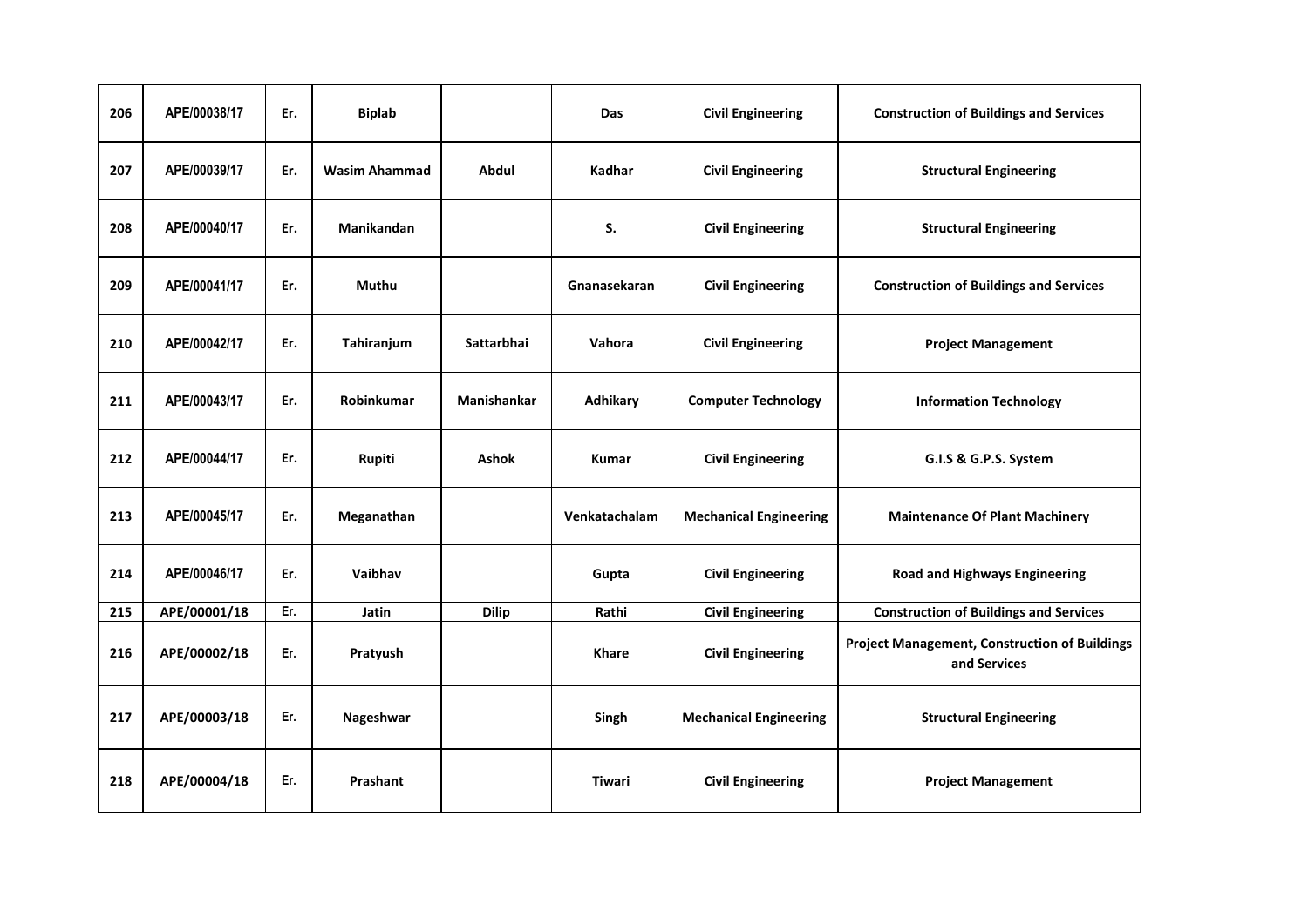| | | | | | | | |
|---|---|---|---|---|---|---|---|
| 206 | APE/00038/17 | Er. | Biplab | | Das | Civil Engineering | Construction of Buildings and Services |
| 207 | APE/00039/17 | Er. | Wasim Ahammad | Abdul | Kadhar | Civil Engineering | Structural Engineering |
| 208 | APE/00040/17 | Er. | Manikandan | | S. | Civil Engineering | Structural Engineering |
| 209 | APE/00041/17 | Er. | Muthu | | Gnanasekaran | Civil Engineering | Construction of Buildings and Services |
| 210 | APE/00042/17 | Er. | Tahiranjum | Sattarbhai | Vahora | Civil Engineering | Project Management |
| 211 | APE/00043/17 | Er. | Robinkumar | Manishankar | Adhikary | Computer Technology | Information Technology |
| 212 | APE/00044/17 | Er. | Rupiti | Ashok | Kumar | Civil Engineering | G.I.S & G.P.S. System |
| 213 | APE/00045/17 | Er. | Meganathan | | Venkatachalam | Mechanical Engineering | Maintenance Of Plant Machinery |
| 214 | APE/00046/17 | Er. | Vaibhav | | Gupta | Civil Engineering | Road and Highways Engineering |
| 215 | APE/00001/18 | Er. | Jatin | Dilip | Rathi | Civil Engineering | Construction of Buildings and Services |
| 216 | APE/00002/18 | Er. | Pratyush | | Khare | Civil Engineering | Project Management, Construction of Buildings and Services |
| 217 | APE/00003/18 | Er. | Nageshwar | | Singh | Mechanical Engineering | Structural Engineering |
| 218 | APE/00004/18 | Er. | Prashant | | Tiwari | Civil Engineering | Project Management |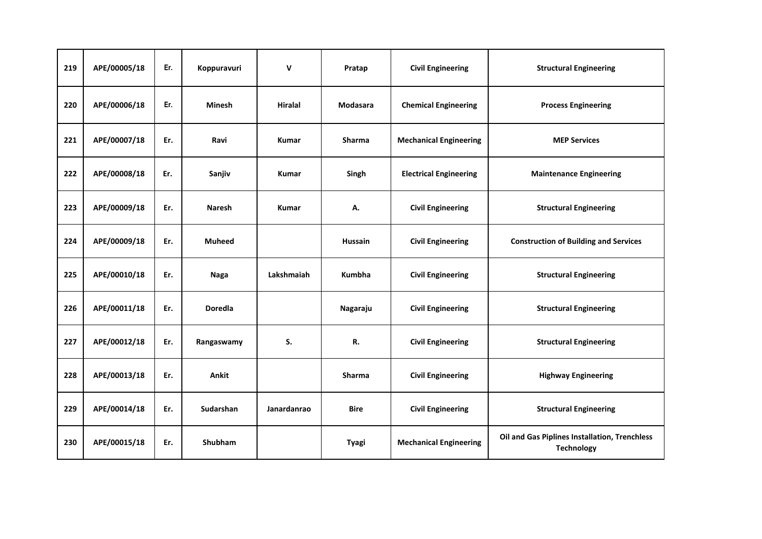| | | | | | | | |
|---|---|---|---|---|---|---|---|
| 219 | APE/00005/18 | Er. | Koppuravuri | V | Pratap | Civil Engineering | Structural Engineering |
| 220 | APE/00006/18 | Er. | Minesh | Hiralal | Modasara | Chemical Engineering | Process Engineering |
| 221 | APE/00007/18 | Er. | Ravi | Kumar | Sharma | Mechanical Engineering | MEP Services |
| 222 | APE/00008/18 | Er. | Sanjiv | Kumar | Singh | Electrical Engineering | Maintenance Engineering |
| 223 | APE/00009/18 | Er. | Naresh | Kumar | A. | Civil Engineering | Structural Engineering |
| 224 | APE/00009/18 | Er. | Muheed | | Hussain | Civil Engineering | Construction of Building and Services |
| 225 | APE/00010/18 | Er. | Naga | Lakshmaiah | Kumbha | Civil Engineering | Structural Engineering |
| 226 | APE/00011/18 | Er. | Doredla | | Nagaraju | Civil Engineering | Structural Engineering |
| 227 | APE/00012/18 | Er. | Rangaswamy | S. | R. | Civil Engineering | Structural Engineering |
| 228 | APE/00013/18 | Er. | Ankit | | Sharma | Civil Engineering | Highway Engineering |
| 229 | APE/00014/18 | Er. | Sudarshan | Janardanrao | Bire | Civil Engineering | Structural Engineering |
| 230 | APE/00015/18 | Er. | Shubham | | Tyagi | Mechanical Engineering | Oil and Gas Piplines Installation, Trenchless Technology |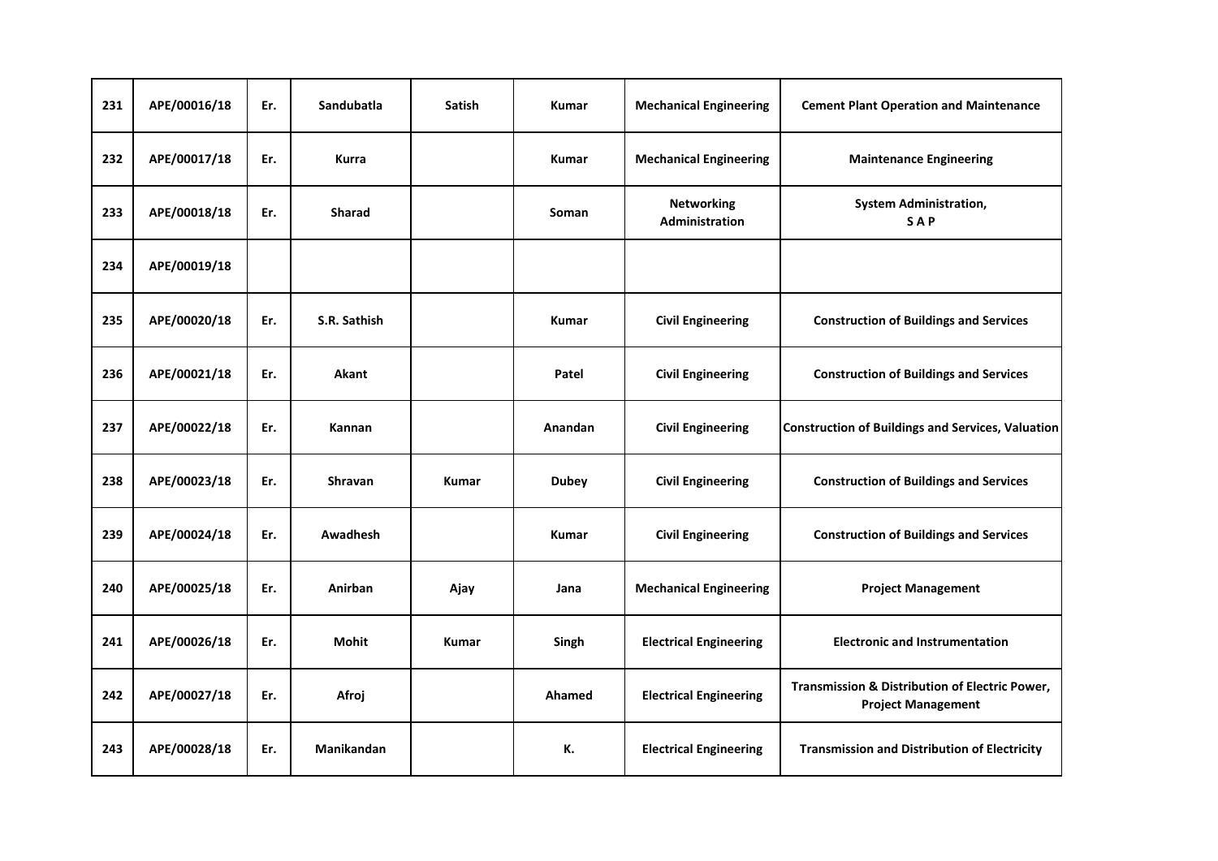| | | | | | | | |
|---|---|---|---|---|---|---|---|
| 231 | APE/00016/18 | Er. | Sandubatla | Satish | Kumar | Mechanical Engineering | Cement Plant Operation and Maintenance |
| 232 | APE/00017/18 | Er. | Kurra | | Kumar | Mechanical Engineering | Maintenance Engineering |
| 233 | APE/00018/18 | Er. | Sharad | | Soman | Networking Administration | System Administration, S A P |
| 234 | APE/00019/18 | | | | | | |
| 235 | APE/00020/18 | Er. | S.R. Sathish | | Kumar | Civil Engineering | Construction of Buildings and Services |
| 236 | APE/00021/18 | Er. | Akant | | Patel | Civil Engineering | Construction of Buildings and Services |
| 237 | APE/00022/18 | Er. | Kannan | | Anandan | Civil Engineering | Construction of Buildings and Services, Valuation |
| 238 | APE/00023/18 | Er. | Shravan | Kumar | Dubey | Civil Engineering | Construction of Buildings and Services |
| 239 | APE/00024/18 | Er. | Awadhesh | | Kumar | Civil Engineering | Construction of Buildings and Services |
| 240 | APE/00025/18 | Er. | Anirban | Ajay | Jana | Mechanical Engineering | Project Management |
| 241 | APE/00026/18 | Er. | Mohit | Kumar | Singh | Electrical Engineering | Electronic and Instrumentation |
| 242 | APE/00027/18 | Er. | Afroj | | Ahamed | Electrical Engineering | Transmission & Distribution of Electric Power, Project Management |
| 243 | APE/00028/18 | Er. | Manikandan | | K. | Electrical Engineering | Transmission and Distribution of Electricity |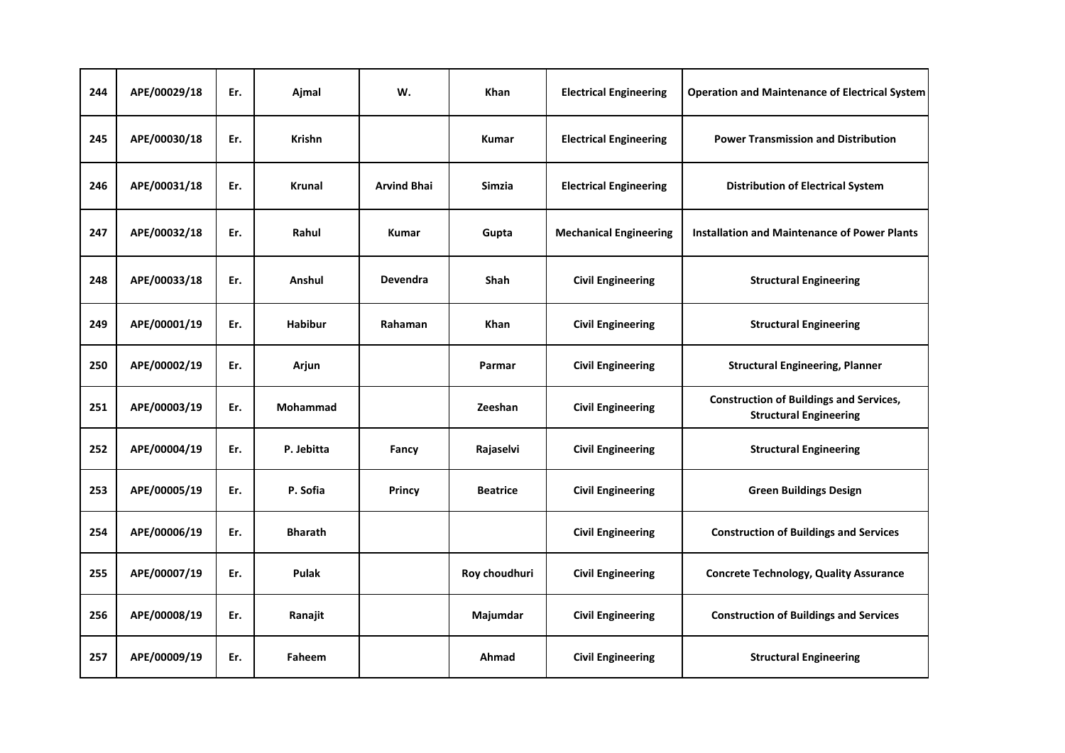| | | | | | | | |
|---|---|---|---|---|---|---|---|
| **244** | **APE/00029/18** | **Er.** | **Ajmal** | **W.** | **Khan** | **Electrical Engineering** | **Operation and Maintenance of Electrical System** |
| **245** | **APE/00030/18** | **Er.** | **Krishn** | | **Kumar** | **Electrical Engineering** | **Power Transmission and Distribution** |
| **246** | **APE/00031/18** | **Er.** | **Krunal** | **Arvind Bhai** | **Simzia** | **Electrical Engineering** | **Distribution of Electrical System** |
| **247** | **APE/00032/18** | **Er.** | **Rahul** | **Kumar** | **Gupta** | **Mechanical Engineering** | **Installation and Maintenance of Power Plants** |
| **248** | **APE/00033/18** | **Er.** | **Anshul** | **Devendra** | **Shah** | **Civil Engineering** | **Structural Engineering** |
| **249** | **APE/00001/19** | **Er.** | **Habibur** | **Rahaman** | **Khan** | **Civil Engineering** | **Structural Engineering** |
| **250** | **APE/00002/19** | **Er.** | **Arjun** | | **Parmar** | **Civil Engineering** | **Structural Engineering, Planner** |
| **251** | **APE/00003/19** | **Er.** | **Mohammad** | | **Zeeshan** | **Civil Engineering** | **Construction of Buildings and Services, Structural Engineering** |
| **252** | **APE/00004/19** | **Er.** | **P. Jebitta** | **Fancy** | **Rajaselvi** | **Civil Engineering** | **Structural Engineering** |
| **253** | **APE/00005/19** | **Er.** | **P. Sofia** | **Princy** | **Beatrice** | **Civil Engineering** | **Green Buildings Design** |
| **254** | **APE/00006/19** | **Er.** | **Bharath** | | | **Civil Engineering** | **Construction of Buildings and Services** |
| **255** | **APE/00007/19** | **Er.** | **Pulak** | | **Roy choudhuri** | **Civil Engineering** | **Concrete Technology, Quality Assurance** |
| **256** | **APE/00008/19** | **Er.** | **Ranajit** | | **Majumdar** | **Civil Engineering** | **Construction of Buildings and Services** |
| **257** | **APE/00009/19** | **Er.** | **Faheem** | | **Ahmad** | **Civil Engineering** | **Structural Engineering** |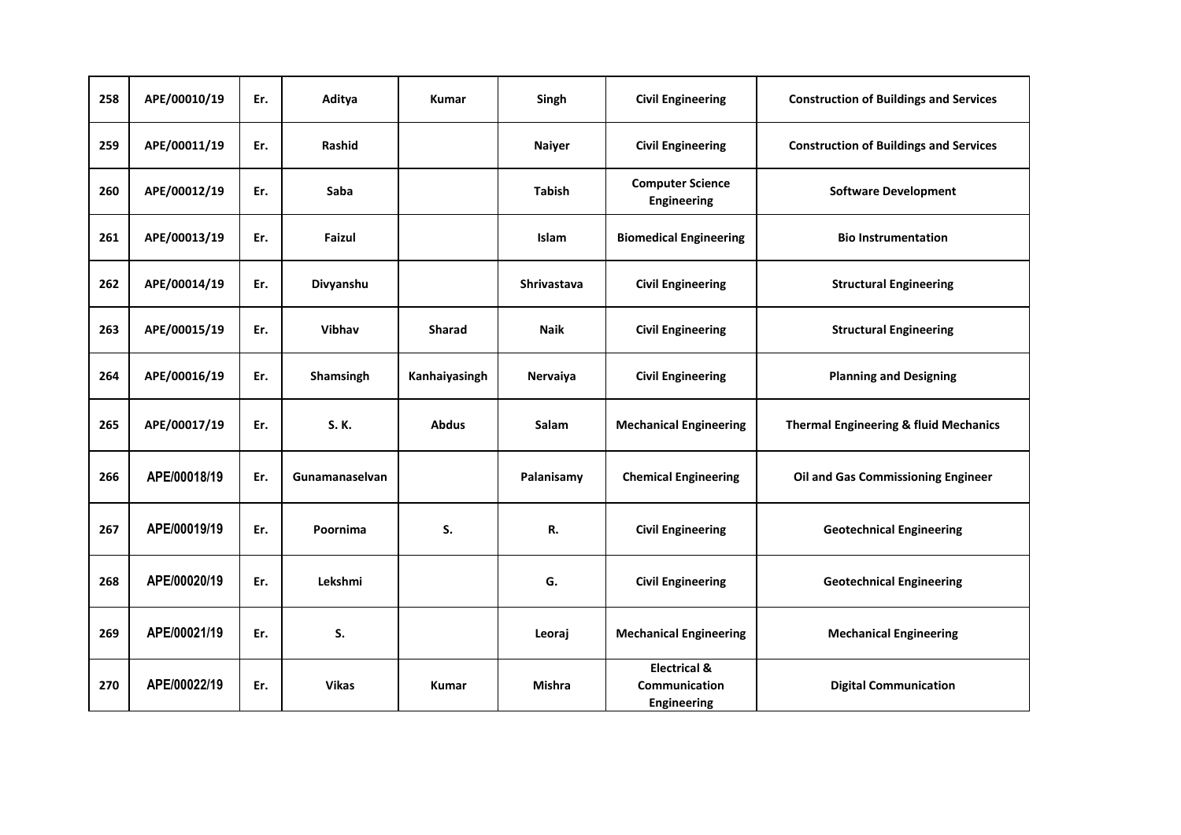| 258 | APE/00010/19 | Er. | Aditya | Kumar | Singh | Civil Engineering | Construction of Buildings and Services |
|---|---|---|---|---|---|---|---|
| 259 | APE/00011/19 | Er. | Rashid | | Naiyer | Civil Engineering | Construction of Buildings and Services |
| 260 | APE/00012/19 | Er. | Saba | | Tabish | Computer Science Engineering | Software Development |
| 261 | APE/00013/19 | Er. | Faizul | | Islam | Biomedical Engineering | Bio Instrumentation |
| 262 | APE/00014/19 | Er. | Divyanshu | | Shrivastava | Civil Engineering | Structural Engineering |
| 263 | APE/00015/19 | Er. | Vibhav | Sharad | Naik | Civil Engineering | Structural Engineering |
| 264 | APE/00016/19 | Er. | Shamsingh | Kanhaiyasingh | Nervaiya | Civil Engineering | Planning and Designing |
| 265 | APE/00017/19 | Er. | S. K. | Abdus | Salam | Mechanical Engineering | Thermal Engineering & fluid Mechanics |
| 266 | APE/00018/19 | Er. | Gunamanaselvan | | Palanisamy | Chemical Engineering | Oil and Gas Commissioning Engineer |
| 267 | APE/00019/19 | Er. | Poornima | S. | R. | Civil Engineering | Geotechnical Engineering |
| 268 | APE/00020/19 | Er. | Lekshmi | | G. | Civil Engineering | Geotechnical Engineering |
| 269 | APE/00021/19 | Er. | S. | | Leoraj | Mechanical Engineering | Mechanical Engineering |
| 270 | APE/00022/19 | Er. | Vikas | Kumar | Mishra | Electrical & Communication Engineering | Digital Communication |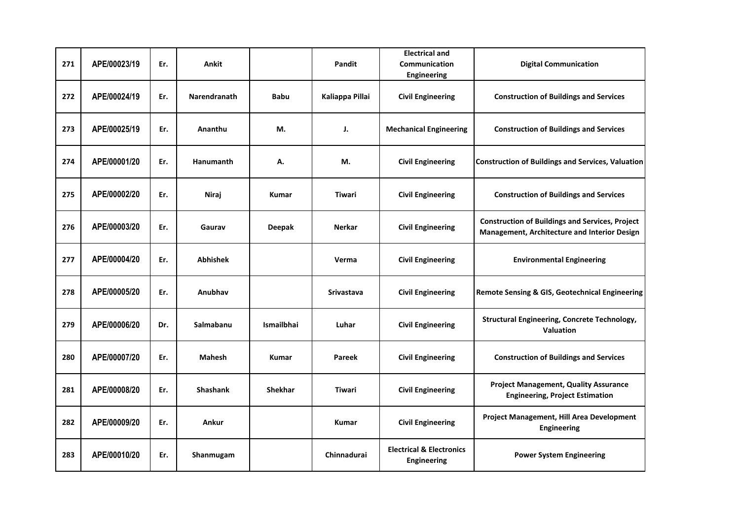| | | | | | | | |
|---|---|---|---|---|---|---|---|
| 271 | APE/00023/19 | Er. | Ankit | | Pandit | Electrical and Communication Engineering | Digital Communication |
| 272 | APE/00024/19 | Er. | Narendranath | Babu | Kaliappa Pillai | Civil Engineering | Construction of Buildings and Services |
| 273 | APE/00025/19 | Er. | Ananthu | M. | J. | Mechanical Engineering | Construction of Buildings and Services |
| 274 | APE/00001/20 | Er. | Hanumanth | A. | M. | Civil Engineering | Construction of Buildings and Services, Valuation |
| 275 | APE/00002/20 | Er. | Niraj | Kumar | Tiwari | Civil Engineering | Construction of Buildings and Services |
| 276 | APE/00003/20 | Er. | Gaurav | Deepak | Nerkar | Civil Engineering | Construction of Buildings and Services, Project Management, Architecture and Interior Design |
| 277 | APE/00004/20 | Er. | Abhishek | | Verma | Civil Engineering | Environmental Engineering |
| 278 | APE/00005/20 | Er. | Anubhav | | Srivastava | Civil Engineering | Remote Sensing & GIS, Geotechnical Engineering |
| 279 | APE/00006/20 | Dr. | Salmabanu | Ismailbhai | Luhar | Civil Engineering | Structural Engineering, Concrete Technology, Valuation |
| 280 | APE/00007/20 | Er. | Mahesh | Kumar | Pareek | Civil Engineering | Construction of Buildings and Services |
| 281 | APE/00008/20 | Er. | Shashank | Shekhar | Tiwari | Civil Engineering | Project Management, Quality Assurance Engineering, Project Estimation |
| 282 | APE/00009/20 | Er. | Ankur | | Kumar | Civil Engineering | Project Management, Hill Area Development Engineering |
| 283 | APE/00010/20 | Er. | Shanmugam | | Chinnadurai | Electrical & Electronics Engineering | Power System Engineering |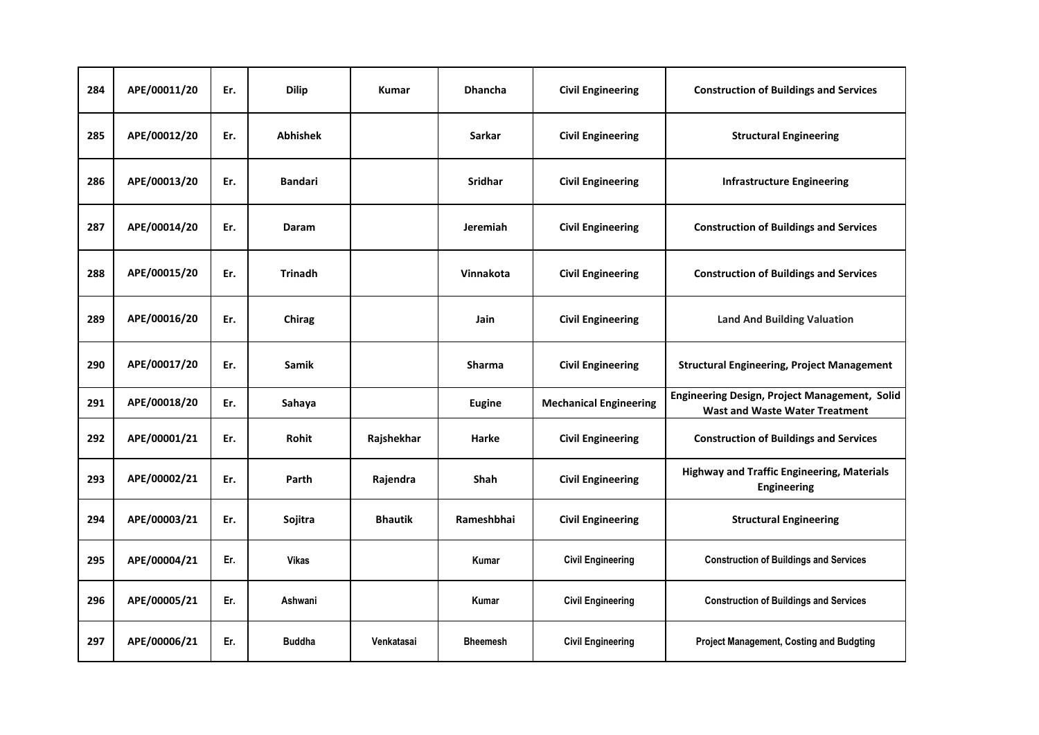| | | | | | | | |
|---|---|---|---|---|---|---|---|
| 284 | APE/00011/20 | Er. | Dilip | Kumar | Dhancha | Civil Engineering | Construction of Buildings and Services |
| 285 | APE/00012/20 | Er. | Abhishek | | Sarkar | Civil Engineering | Structural Engineering |
| 286 | APE/00013/20 | Er. | Bandari | | Sridhar | Civil Engineering | Infrastructure Engineering |
| 287 | APE/00014/20 | Er. | Daram | | Jeremiah | Civil Engineering | Construction of Buildings and Services |
| 288 | APE/00015/20 | Er. | Trinadh | | Vinnakota | Civil Engineering | Construction of Buildings and Services |
| 289 | APE/00016/20 | Er. | Chirag | | Jain | Civil Engineering | Land And Building Valuation |
| 290 | APE/00017/20 | Er. | Samik | | Sharma | Civil Engineering | Structural Engineering, Project Management |
| 291 | APE/00018/20 | Er. | Sahaya | | Eugine | Mechanical Engineering | Engineering Design, Project Management, Solid Wast and Waste Water Treatment |
| 292 | APE/00001/21 | Er. | Rohit | Rajshekhar | Harke | Civil Engineering | Construction of Buildings and Services |
| 293 | APE/00002/21 | Er. | Parth | Rajendra | Shah | Civil Engineering | Highway and Traffic Engineering, Materials Engineering |
| 294 | APE/00003/21 | Er. | Sojitra | Bhautik | Rameshbhai | Civil Engineering | Structural Engineering |
| 295 | APE/00004/21 | Er. | Vikas | | Kumar | Civil Engineering | Construction of Buildings and Services |
| 296 | APE/00005/21 | Er. | Ashwani | | Kumar | Civil Engineering | Construction of Buildings and Services |
| 297 | APE/00006/21 | Er. | Buddha | Venkatasai | Bheemesh | Civil Engineering | Project Management, Costing and Budgting |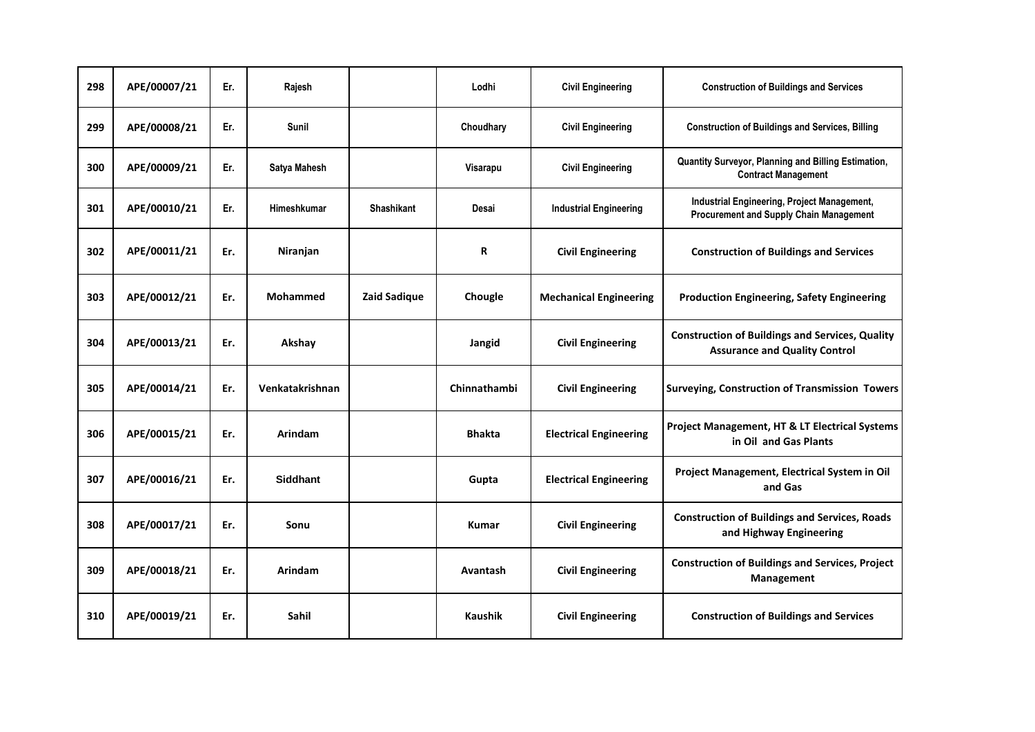| | | | | | | | |
|---|---|---|---|---|---|---|---|
| 298 | APE/00007/21 | Er. | Rajesh | | Lodhi | Civil Engineering | Construction of Buildings and Services |
| 299 | APE/00008/21 | Er. | Sunil | | Choudhary | Civil Engineering | Construction of Buildings and Services, Billing |
| 300 | APE/00009/21 | Er. | Satya Mahesh | | Visarapu | Civil Engineering | Quantity Surveyor, Planning and Billing Estimation, Contract Management |
| 301 | APE/00010/21 | Er. | Himeshkumar | Shashikant | Desai | Industrial Engineering | Industrial Engineering, Project Management, Procurement and Supply Chain Management |
| 302 | APE/00011/21 | Er. | Niranjan | | R | Civil Engineering | Construction of Buildings and Services |
| 303 | APE/00012/21 | Er. | Mohammed | Zaid Sadique | Chougle | Mechanical Engineering | Production Engineering, Safety Engineering |
| 304 | APE/00013/21 | Er. | Akshay | | Jangid | Civil Engineering | Construction of Buildings and Services, Quality Assurance and Quality Control |
| 305 | APE/00014/21 | Er. | Venkatakrishnan | | Chinnathambi | Civil Engineering | Surveying, Construction of Transmission Towers |
| 306 | APE/00015/21 | Er. | Arindam | | Bhakta | Electrical Engineering | Project Management, HT & LT Electrical Systems in Oil and Gas Plants |
| 307 | APE/00016/21 | Er. | Siddhant | | Gupta | Electrical Engineering | Project Management, Electrical System in Oil and Gas |
| 308 | APE/00017/21 | Er. | Sonu | | Kumar | Civil Engineering | Construction of Buildings and Services, Roads and Highway Engineering |
| 309 | APE/00018/21 | Er. | Arindam | | Avantash | Civil Engineering | Construction of Buildings and Services, Project Management |
| 310 | APE/00019/21 | Er. | Sahil | | Kaushik | Civil Engineering | Construction of Buildings and Services |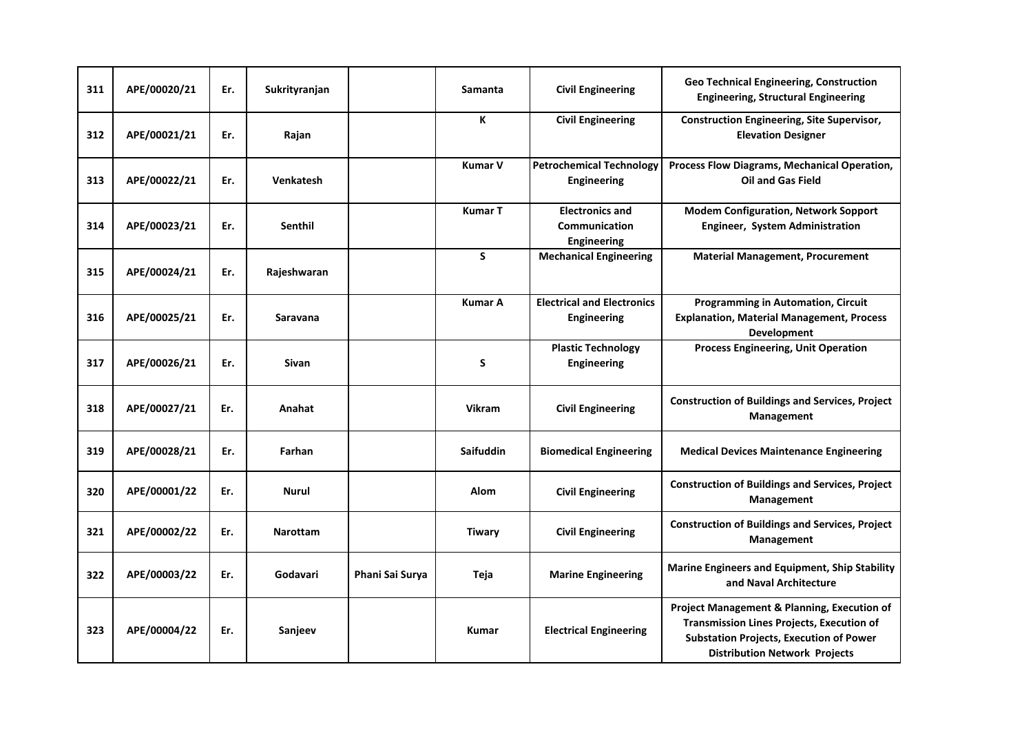| | | | | | | | |
|---|---|---|---|---|---|---|---|
| 311 | APE/00020/21 | Er. | Sukrityranjan | | Samanta | Civil Engineering | Geo Technical Engineering, Construction Engineering, Structural Engineering |
| 312 | APE/00021/21 | Er. | Rajan | | K | Civil Engineering | Construction Engineering, Site Supervisor, Elevation Designer |
| 313 | APE/00022/21 | Er. | Venkatesh | | Kumar V | Petrochemical Technology Engineering | Process Flow Diagrams, Mechanical Operation, Oil and Gas Field |
| 314 | APE/00023/21 | Er. | Senthil | | Kumar T | Electronics and Communication Engineering | Modem Configuration, Network Sopport Engineer, System Administration |
| 315 | APE/00024/21 | Er. | Rajeshwaran | | S | Mechanical Engineering | Material Management, Procurement |
| 316 | APE/00025/21 | Er. | Saravana | | Kumar A | Electrical and Electronics Engineering | Programming in Automation, Circuit Explanation, Material Management, Process Development |
| 317 | APE/00026/21 | Er. | Sivan | | S | Plastic Technology Engineering | Process Engineering, Unit Operation |
| 318 | APE/00027/21 | Er. | Anahat | | Vikram | Civil Engineering | Construction of Buildings and Services, Project Management |
| 319 | APE/00028/21 | Er. | Farhan | | Saifuddin | Biomedical Engineering | Medical Devices Maintenance Engineering |
| 320 | APE/00001/22 | Er. | Nurul | | Alom | Civil Engineering | Construction of Buildings and Services, Project Management |
| 321 | APE/00002/22 | Er. | Narottam | | Tiwary | Civil Engineering | Construction of Buildings and Services, Project Management |
| 322 | APE/00003/22 | Er. | Godavari | Phani Sai Surya | Teja | Marine Engineering | Marine Engineers and Equipment, Ship Stability and Naval Architecture |
| 323 | APE/00004/22 | Er. | Sanjeev | | Kumar | Electrical Engineering | Project Management & Planning, Execution of Transmission Lines Projects, Execution of Substation Projects, Execution of Power Distribution Network Projects |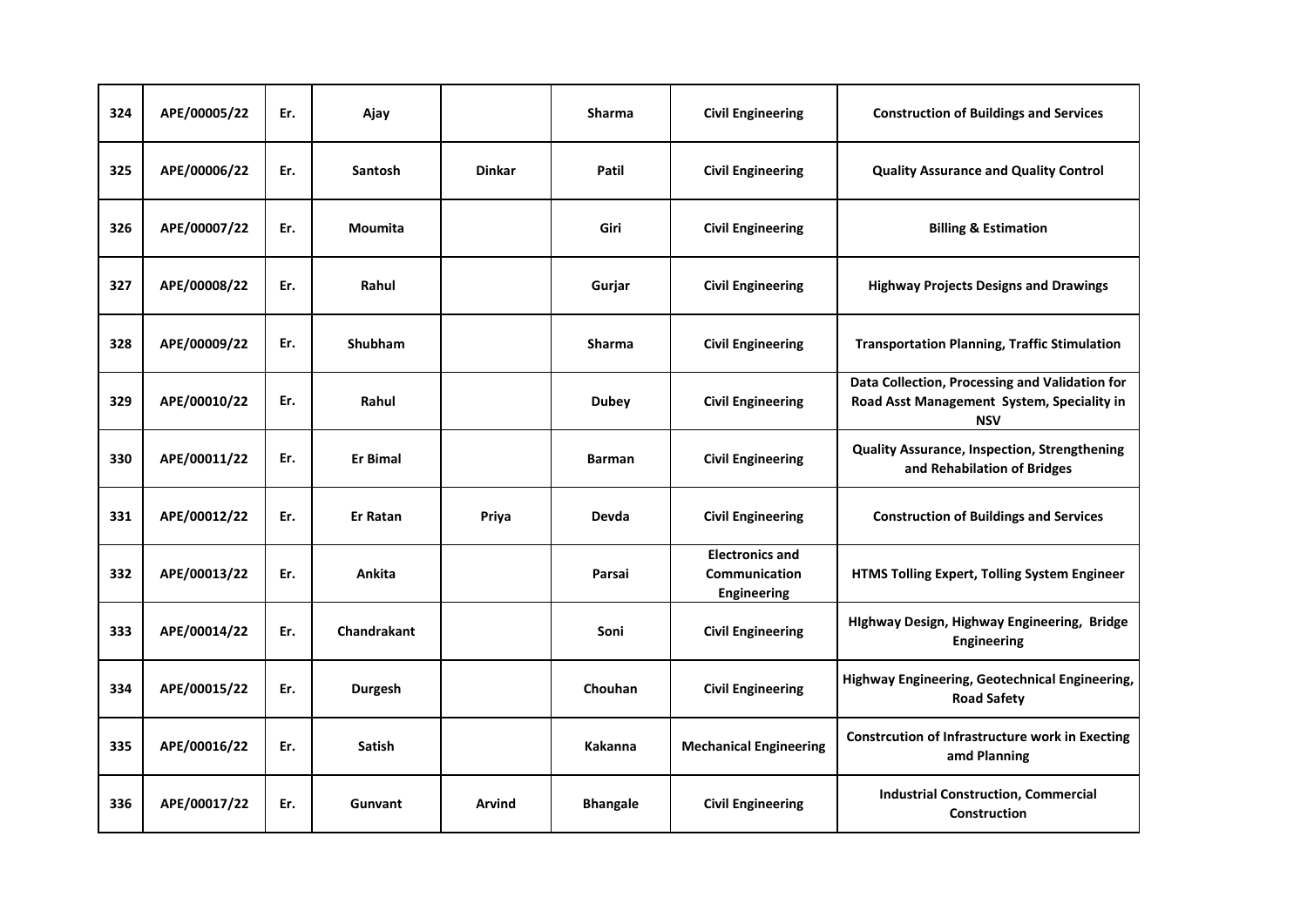| 324 | APE/00005/22 | Er. | Ajay | | Sharma | Civil Engineering | Construction of Buildings and Services |
|---|---|---|---|---|---|---|---|
| 325 | APE/00006/22 | Er. | Santosh | Dinkar | Patil | Civil Engineering | Quality Assurance and Quality Control |
| 326 | APE/00007/22 | Er. | Moumita | | Giri | Civil Engineering | Billing & Estimation |
| 327 | APE/00008/22 | Er. | Rahul | | Gurjar | Civil Engineering | Highway Projects Designs and Drawings |
| 328 | APE/00009/22 | Er. | Shubham | | Sharma | Civil Engineering | Transportation Planning, Traffic Stimulation |
| 329 | APE/00010/22 | Er. | Rahul | | Dubey | Civil Engineering | Data Collection, Processing and Validation for Road Asst Management System, Speciality in NSV |
| 330 | APE/00011/22 | Er. | Er Bimal | | Barman | Civil Engineering | Quality Assurance, Inspection, Strengthening and Rehabilation of Bridges |
| 331 | APE/00012/22 | Er. | Er Ratan | Priya | Devda | Civil Engineering | Construction of Buildings and Services |
| 332 | APE/00013/22 | Er. | Ankita | | Parsai | Electronics and Communication Engineering | HTMS Tolling Expert, Tolling System Engineer |
| 333 | APE/00014/22 | Er. | Chandrakant | | Soni | Civil Engineering | HIghway Design, Highway Engineering, Bridge Engineering |
| 334 | APE/00015/22 | Er. | Durgesh | | Chouhan | Civil Engineering | Highway Engineering, Geotechnical Engineering, Road Safety |
| 335 | APE/00016/22 | Er. | Satish | | Kakanna | Mechanical Engineering | Constrcution of Infrastructure work in Execting amd Planning |
| 336 | APE/00017/22 | Er. | Gunvant | Arvind | Bhangale | Civil Engineering | Industrial Construction, Commercial Construction |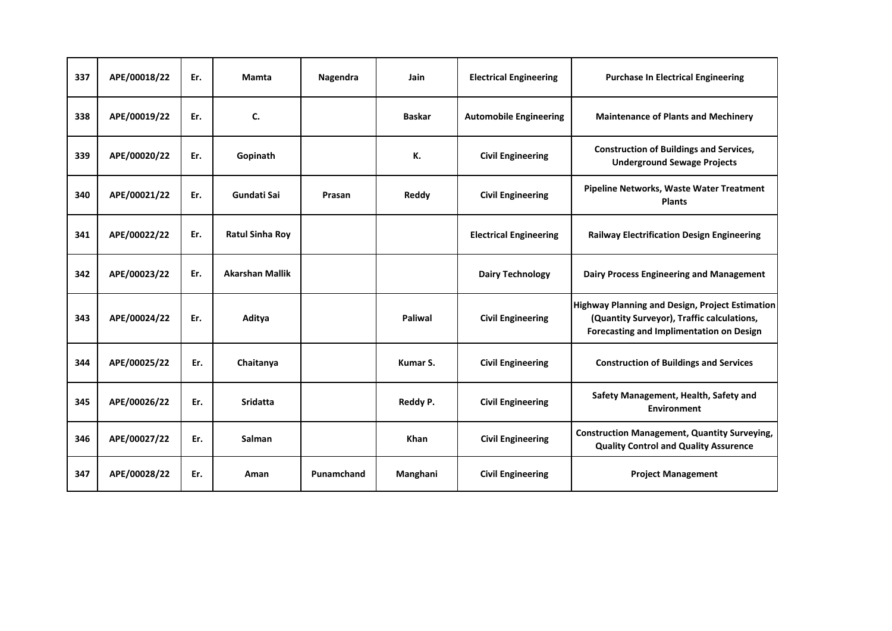| | | | | | | | |
|---|---|---|---|---|---|---|---|
| **337** | **APE/00018/22** | **Er.** | **Mamta** | **Nagendra** | **Jain** | **Electrical Engineering** | **Purchase In Electrical Engineering** |
| **338** | **APE/00019/22** | **Er.** | **C.** | | **Baskar** | **Automobile Engineering** | **Maintenance of Plants and Mechinery** |
| **339** | **APE/00020/22** | **Er.** | **Gopinath** | | **K.** | **Civil Engineering** | **Construction of Buildings and Services, Underground Sewage Projects** |
| **340** | **APE/00021/22** | **Er.** | **Gundati Sai** | **Prasan** | **Reddy** | **Civil Engineering** | **Pipeline Networks, Waste Water Treatment Plants** |
| **341** | **APE/00022/22** | **Er.** | **Ratul Sinha Roy** | | | **Electrical Engineering** | **Railway Electrification Design Engineering** |
| **342** | **APE/00023/22** | **Er.** | **Akarshan Mallik** | | | **Dairy Technology** | **Dairy Process Engineering and Management** |
| **343** | **APE/00024/22** | **Er.** | **Aditya** | | **Paliwal** | **Civil Engineering** | **Highway Planning and Design, Project Estimation (Quantity Surveyor), Traffic calculations, Forecasting and Implimentation on Design** |
| **344** | **APE/00025/22** | **Er.** | **Chaitanya** | | **Kumar S.** | **Civil Engineering** | **Construction of Buildings and Services** |
| **345** | **APE/00026/22** | **Er.** | **Sridatta** | | **Reddy P.** | **Civil Engineering** | **Safety Management, Health, Safety and Environment** |
| **346** | **APE/00027/22** | **Er.** | **Salman** | | **Khan** | **Civil Engineering** | **Construction Management, Quantity Surveying, Quality Control and Quality Assurence** |
| **347** | **APE/00028/22** | **Er.** | **Aman** | **Punamchand** | **Manghani** | **Civil Engineering** | **Project Management** |